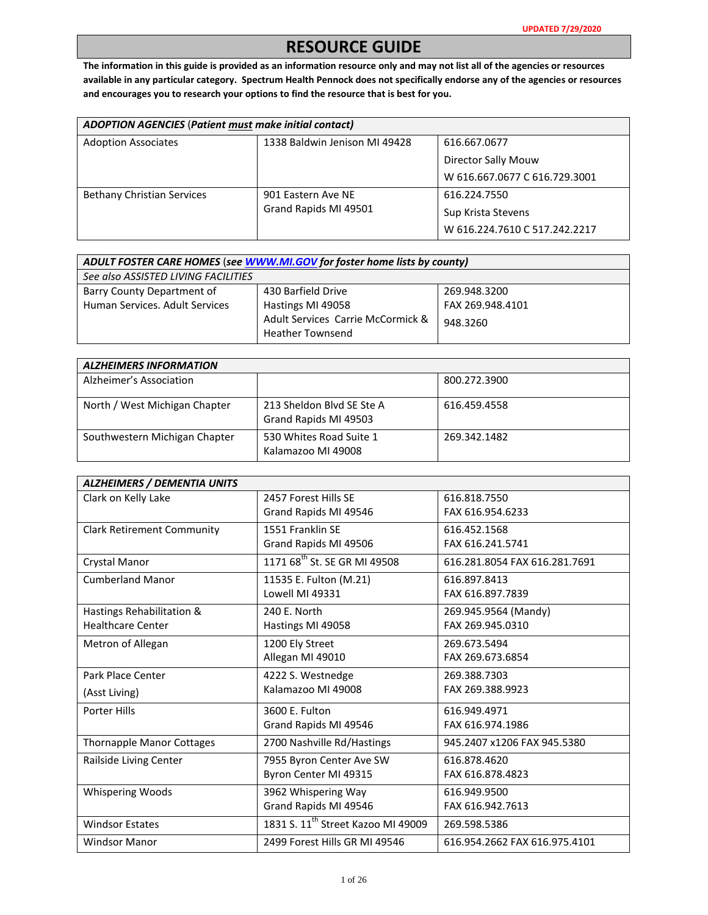UPDATED 7/29/2020

# RESOURCE GUIDE

**The information in this guide is provided as an information resource only and may not list all of the agencies or resources available in any particular category. Spectrum Health Pennock does not specifically endorse any of the agencies or resources and encourages you to research your options to find the resource that is best for you.**

| ***ADOPTION AGENCIES** (Patient **must** make initial contact)* | | |
|---|---|---|
| Adoption Associates | 1338 Baldwin Jenison MI 49428 | 616.667.0677<br>Director Sally Mouw<br>W 616.667.0677 C 616.729.3001 |
| Bethany Christian Services | 901 Eastern Ave NE<br>Grand Rapids MI 49501 | 616.224.7550<br>Sup Krista Stevens<br>W 616.224.7610 C 517.242.2217 |

| ***ADULT FOSTER CARE HOMES** (see WWW.MI.GOV for foster home lists by county)* | | |
|---|---|---|
| *See also ASSISTED LIVING FACILITIES* | | |
| Barry County Department of Human Services. Adult Services | 430 Barfield Drive<br>Hastings MI 49058<br>Adult Services Carrie McCormick & Heather Townsend | 269.948.3200<br>FAX 269.948.4101<br>948.3260 |

| ***ALZHEIMERS INFORMATION*** | | |
|---|---|---|
| Alzheimer's Association | | 800.272.3900 |
| North / West Michigan Chapter | 213 Sheldon Blvd SE Ste A<br>Grand Rapids MI 49503 | 616.459.4558 |
| Southwestern Michigan Chapter | 530 Whites Road Suite 1<br>Kalamazoo MI 49008 | 269.342.1482 |

| ***ALZHEIMERS / DEMENTIA UNITS*** | | |
|---|---|---|
| Clark on Kelly Lake | 2457 Forest Hills SE<br>Grand Rapids MI 49546 | 616.818.7550<br>FAX 616.954.6233 |
| Clark Retirement Community | 1551 Franklin SE<br>Grand Rapids MI 49506 | 616.452.1568<br>FAX 616.241.5741 |
| Crystal Manor | 1171 68th St. SE GR MI 49508 | 616.281.8054 FAX 616.281.7691 |
| Cumberland Manor | 11535 E. Fulton (M.21)<br>Lowell MI 49331 | 616.897.8413<br>FAX 616.897.7839 |
| Hastings Rehabilitation & Healthcare Center | 240 E. North<br>Hastings MI 49058 | 269.945.9564 (Mandy)<br>FAX 269.945.0310 |
| Metron of Allegan | 1200 Ely Street<br>Allegan MI 49010 | 269.673.5494<br>FAX 269.673.6854 |
| Park Place Center<br>(Asst Living) | 4222 S. Westnedge<br>Kalamazoo MI 49008 | 269.388.7303<br>FAX 269.388.9923 |
| Porter Hills | 3600 E. Fulton<br>Grand Rapids MI 49546 | 616.949.4971<br>FAX 616.974.1986 |
| Thornapple Manor Cottages | 2700 Nashville Rd/Hastings | 945.2407 x1206 FAX 945.5380 |
| Railside Living Center | 7955 Byron Center Ave SW<br>Byron Center MI 49315 | 616.878.4620<br>FAX 616.878.4823 |
| Whispering Woods | 3962 Whispering Way<br>Grand Rapids MI 49546 | 616.949.9500<br>FAX 616.942.7613 |
| Windsor Estates | 1831 S. 11th Street Kazoo MI 49009 | 269.598.5386 |
| Windsor Manor | 2499 Forest Hills GR MI 49546 | 616.954.2662 FAX 616.975.4101 |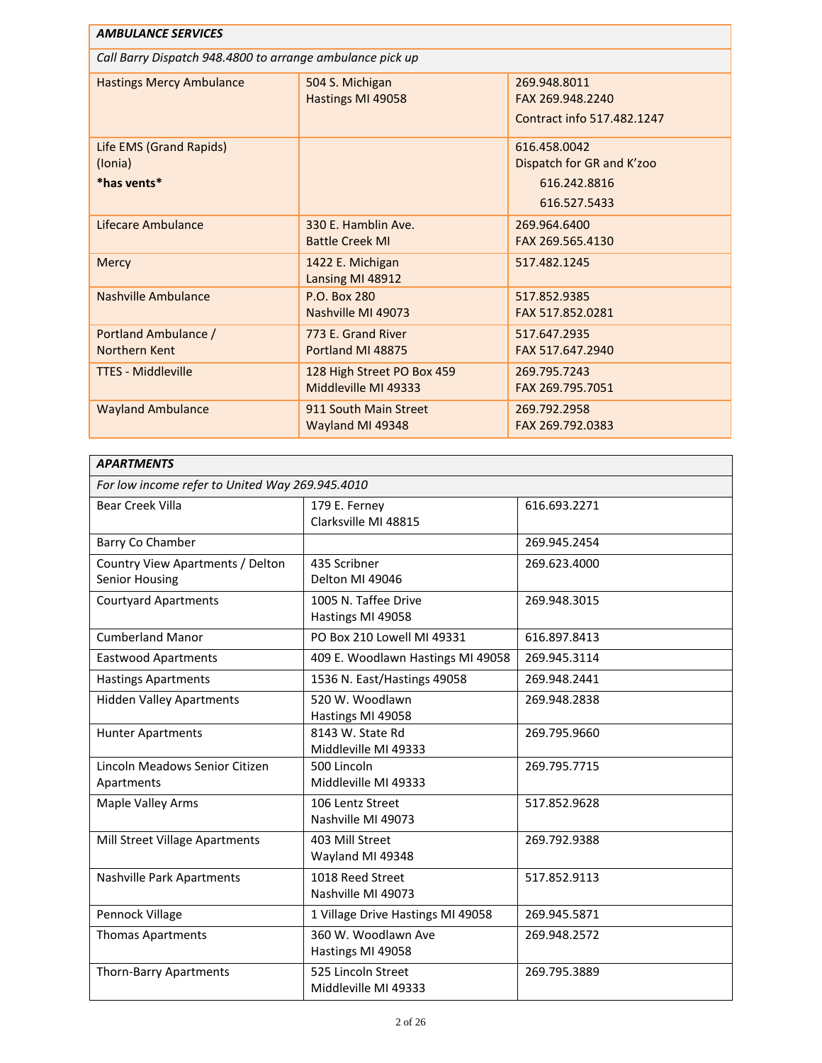| AMBULANCE SERVICES | | |
|---|---|---|
| *Call Barry Dispatch 948.4800 to arrange ambulance pick up* | | |
| Hastings Mercy Ambulance | 504 S. Michigan<br>Hastings MI 49058 | 269.948.8011<br>FAX 269.948.2240<br>Contract info 517.482.1247 |
| Life EMS (Grand Rapids)<br>(Ionia)<br>**\*has vents\*** | | 616.458.0042<br>Dispatch for GR and K'zoo<br>616.242.8816<br>616.527.5433 |
| Lifecare Ambulance | 330 E. Hamblin Ave.<br>Battle Creek MI | 269.964.6400<br>FAX 269.565.4130 |
| Mercy | 1422 E. Michigan<br>Lansing MI 48912 | 517.482.1245 |
| Nashville Ambulance | P.O. Box 280<br>Nashville MI 49073 | 517.852.9385<br>FAX 517.852.0281 |
| Portland Ambulance /<br>Northern Kent | 773 E. Grand River<br>Portland MI 48875 | 517.647.2935<br>FAX 517.647.2940 |
| TTES - Middleville | 128 High Street PO Box 459<br>Middleville MI 49333 | 269.795.7243<br>FAX 269.795.7051 |
| Wayland Ambulance | 911 South Main Street<br>Wayland MI 49348 | 269.792.2958<br>FAX 269.792.0383 |

| APARTMENTS | | |
|---|---|---|
| *For low income refer to United Way 269.945.4010* | | |
| Bear Creek Villa | 179 E. Ferney<br>Clarksville MI 48815 | 616.693.2271 |
| Barry Co Chamber | | 269.945.2454 |
| Country View Apartments / Delton Senior Housing | 435 Scribner<br>Delton MI 49046 | 269.623.4000 |
| Courtyard Apartments | 1005 N. Taffee Drive<br>Hastings MI 49058 | 269.948.3015 |
| Cumberland Manor | PO Box 210 Lowell MI 49331 | 616.897.8413 |
| Eastwood Apartments | 409 E. Woodlawn Hastings MI 49058 | 269.945.3114 |
| Hastings Apartments | 1536 N. East/Hastings 49058 | 269.948.2441 |
| Hidden Valley Apartments | 520 W. Woodlawn<br>Hastings MI 49058 | 269.948.2838 |
| Hunter Apartments | 8143 W. State Rd<br>Middleville MI 49333 | 269.795.9660 |
| Lincoln Meadows Senior Citizen Apartments | 500 Lincoln<br>Middleville MI 49333 | 269.795.7715 |
| Maple Valley Arms | 106 Lentz Street<br>Nashville MI 49073 | 517.852.9628 |
| Mill Street Village Apartments | 403 Mill Street<br>Wayland MI 49348 | 269.792.9388 |
| Nashville Park Apartments | 1018 Reed Street<br>Nashville MI 49073 | 517.852.9113 |
| Pennock Village | 1 Village Drive Hastings MI 49058 | 269.945.5871 |
| Thomas Apartments | 360 W. Woodlawn Ave<br>Hastings MI 49058 | 269.948.2572 |
| Thorn-Barry Apartments | 525 Lincoln Street<br>Middleville MI 49333 | 269.795.3889 |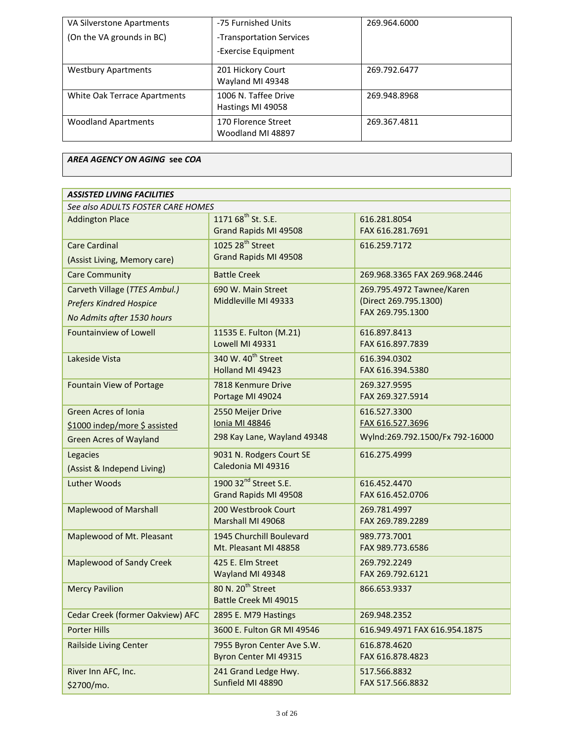| | | |
|---|---|---|
| VA Silverstone Apartments<br>(On the VA grounds in BC) | -75 Furnished Units<br>-Transportation Services<br>-Exercise Equipment | 269.964.6000 |
| Westbury Apartments | 201 Hickory Court<br>Wayland MI 49348 | 269.792.6477 |
| White Oak Terrace Apartments | 1006 N. Taffee Drive<br>Hastings MI 49058 | 269.948.8968 |
| Woodland Apartments | 170 Florence Street<br>Woodland MI 48897 | 269.367.4811 |

***AREA AGENCY ON AGING* see *COA***

| ***ASSISTED LIVING FACILITIES*** | | |
|---|---|---|
| *See also ADULTS FOSTER CARE HOMES* | | |
| Addington Place | 1171 68th St. S.E.<br>Grand Rapids MI 49508 | 616.281.8054<br>FAX 616.281.7691 |
| Care Cardinal<br>(Assist Living, Memory care) | 1025 28th Street<br>Grand Rapids MI 49508 | 616.259.7172 |
| Care Community | Battle Creek | 269.968.3365 FAX 269.968.2446 |
| Carveth Village (*TTES Ambul.)*<br>*Prefers Kindred Hospice*<br>*No Admits after 1530 hours* | 690 W. Main Street<br>Middleville MI 49333 | 269.795.4972 Tawnee/Karen<br>(Direct 269.795.1300)<br>FAX 269.795.1300 |
| Fountainview of Lowell | 11535 E. Fulton (M.21)<br>Lowell MI 49331 | 616.897.8413<br>FAX 616.897.7839 |
| Lakeside Vista | 340 W. 40th Street<br>Holland MI 49423 | 616.394.0302<br>FAX 616.394.5380 |
| Fountain View of Portage | 7818 Kenmure Drive<br>Portage MI 49024 | 269.327.9595<br>FAX 269.327.5914 |
| Green Acres of Ionia<br>$1000 indep/more $ assisted<br>Green Acres of Wayland | 2550 Meijer Drive<br>Ionia MI 48846<br>298 Kay Lane, Wayland 49348 | 616.527.3300<br>FAX 616.527.3696<br>Wylnd:269.792.1500/Fx 792-16000 |
| Legacies<br>(Assist & Independ Living) | 9031 N. Rodgers Court SE<br>Caledonia MI 49316 | 616.275.4999 |
| Luther Woods | 1900 32nd Street S.E.<br>Grand Rapids MI 49508 | 616.452.4470<br>FAX 616.452.0706 |
| Maplewood of Marshall | 200 Westbrook Court<br>Marshall MI 49068 | 269.781.4997<br>FAX 269.789.2289 |
| Maplewood of Mt. Pleasant | 1945 Churchill Boulevard<br>Mt. Pleasant MI 48858 | 989.773.7001<br>FAX 989.773.6586 |
| Maplewood of Sandy Creek | 425 E. Elm Street<br>Wayland MI 49348 | 269.792.2249<br>FAX 269.792.6121 |
| Mercy Pavilion | 80 N. 20th Street<br>Battle Creek MI 49015 | 866.653.9337 |
| Cedar Creek (former Oakview) AFC | 2895 E. M79 Hastings | 269.948.2352 |
| Porter Hills | 3600 E. Fulton GR MI 49546 | 616.949.4971 FAX 616.954.1875 |
| Railside Living Center | 7955 Byron Center Ave S.W.<br>Byron Center MI 49315 | 616.878.4620<br>FAX 616.878.4823 |
| River Inn AFC, Inc.<br>$2700/mo. | 241 Grand Ledge Hwy.<br>Sunfield MI 48890 | 517.566.8832<br>FAX 517.566.8832 |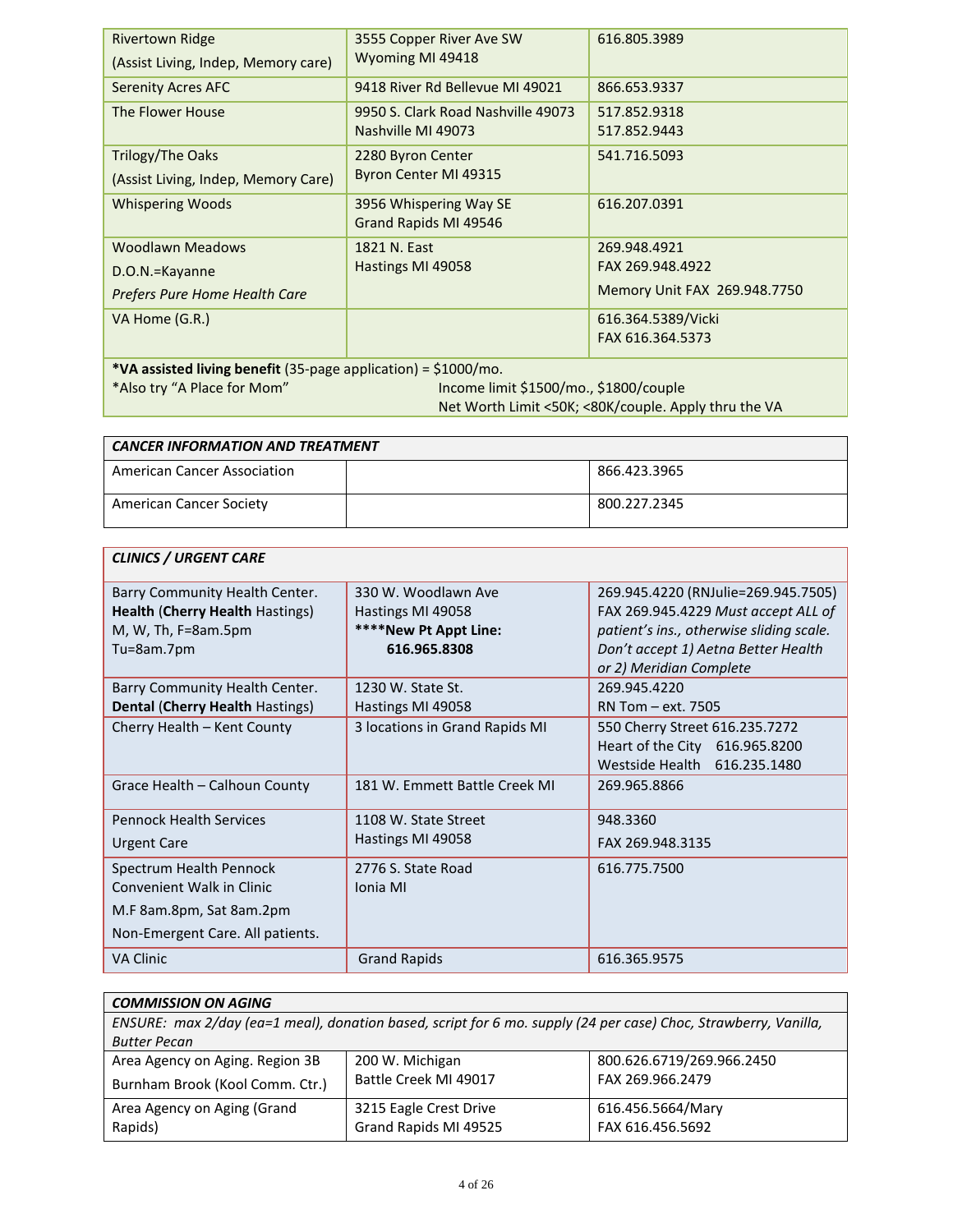| | | |
|---|---|---|
| Rivertown Ridge<br>(Assist Living, Indep, Memory care) | 3555 Copper River Ave SW<br>Wyoming MI 49418 | 616.805.3989 |
| Serenity Acres AFC | 9418 River Rd Bellevue MI 49021 | 866.653.9337 |
| The Flower House | 9950 S. Clark Road Nashville 49073<br>Nashville MI 49073 | 517.852.9318<br>517.852.9443 |
| Trilogy/The Oaks<br>(Assist Living, Indep, Memory Care) | 2280 Byron Center<br>Byron Center MI 49315 | 541.716.5093 |
| Whispering Woods | 3956 Whispering Way SE<br>Grand Rapids MI 49546 | 616.207.0391 |
| Woodlawn Meadows<br>D.O.N.=Kayanne<br>*Prefers Pure Home Health Care* | 1821 N. East<br>Hastings MI 49058 | 269.948.4921<br>FAX 269.948.4922<br>Memory Unit FAX 269.948.7750 |
| VA Home (G.R.) | | 616.364.5389/Vicki<br>FAX 616.364.5373 |
| ***VA assisted living benefit** (35-page application) = $1000/mo.<br>*Also try "A Place for Mom" | Income limit $1500/mo., $1800/couple<br>Net Worth Limit <50K; <80K/couple. Apply thru the VA | |

| ***CANCER INFORMATION AND TREATMENT*** | | |
|---|---|---|
| American Cancer Association | | 866.423.3965 |
| American Cancer Society | | 800.227.2345 |

| ***CLINICS / URGENT CARE*** | | |
|---|---|---|
| Barry Community Health Center. **Health** (**Cherry Health** Hastings)<br>M, W, Th, F=8am.5pm<br>Tu=8am.7pm | 330 W. Woodlawn Ave<br>Hastings MI 49058<br>**\*\*\*\*New Pt Appt Line: 616.965.8308** | 269.945.4220 (RNJulie=269.945.7505)<br>FAX 269.945.4229 *Must accept ALL of patient's ins., otherwise sliding scale. Don't accept 1) Aetna Better Health or 2) Meridian Complete* |
| Barry Community Health Center. **Dental** (**Cherry Health** Hastings) | 1230 W. State St.<br>Hastings MI 49058 | 269.945.4220<br>RN Tom – ext. 7505 |
| Cherry Health – Kent County | 3 locations in Grand Rapids MI | 550 Cherry Street 616.235.7272<br>Heart of the City 616.965.8200<br>Westside Health 616.235.1480 |
| Grace Health – Calhoun County | 181 W. Emmett Battle Creek MI | 269.965.8866 |
| Pennock Health Services<br>Urgent Care | 1108 W. State Street<br>Hastings MI 49058 | 948.3360<br>FAX 269.948.3135 |
| Spectrum Health Pennock Convenient Walk in Clinic<br>M.F 8am.8pm, Sat 8am.2pm<br>Non-Emergent Care. All patients. | 2776 S. State Road<br>Ionia MI | 616.775.7500 |
| VA Clinic | Grand Rapids | 616.365.9575 |

| ***COMMISSION ON AGING*** | | |
|---|---|---|
| *ENSURE: max 2/day (ea=1 meal), donation based, script for 6 mo. supply (24 per case) Choc, Strawberry, Vanilla, Butter Pecan* | | |
| Area Agency on Aging. Region 3B<br>Burnham Brook (Kool Comm. Ctr.) | 200 W. Michigan<br>Battle Creek MI 49017 | 800.626.6719/269.966.2450<br>FAX 269.966.2479 |
| Area Agency on Aging (Grand Rapids) | 3215 Eagle Crest Drive<br>Grand Rapids MI 49525 | 616.456.5664/Mary<br>FAX 616.456.5692 |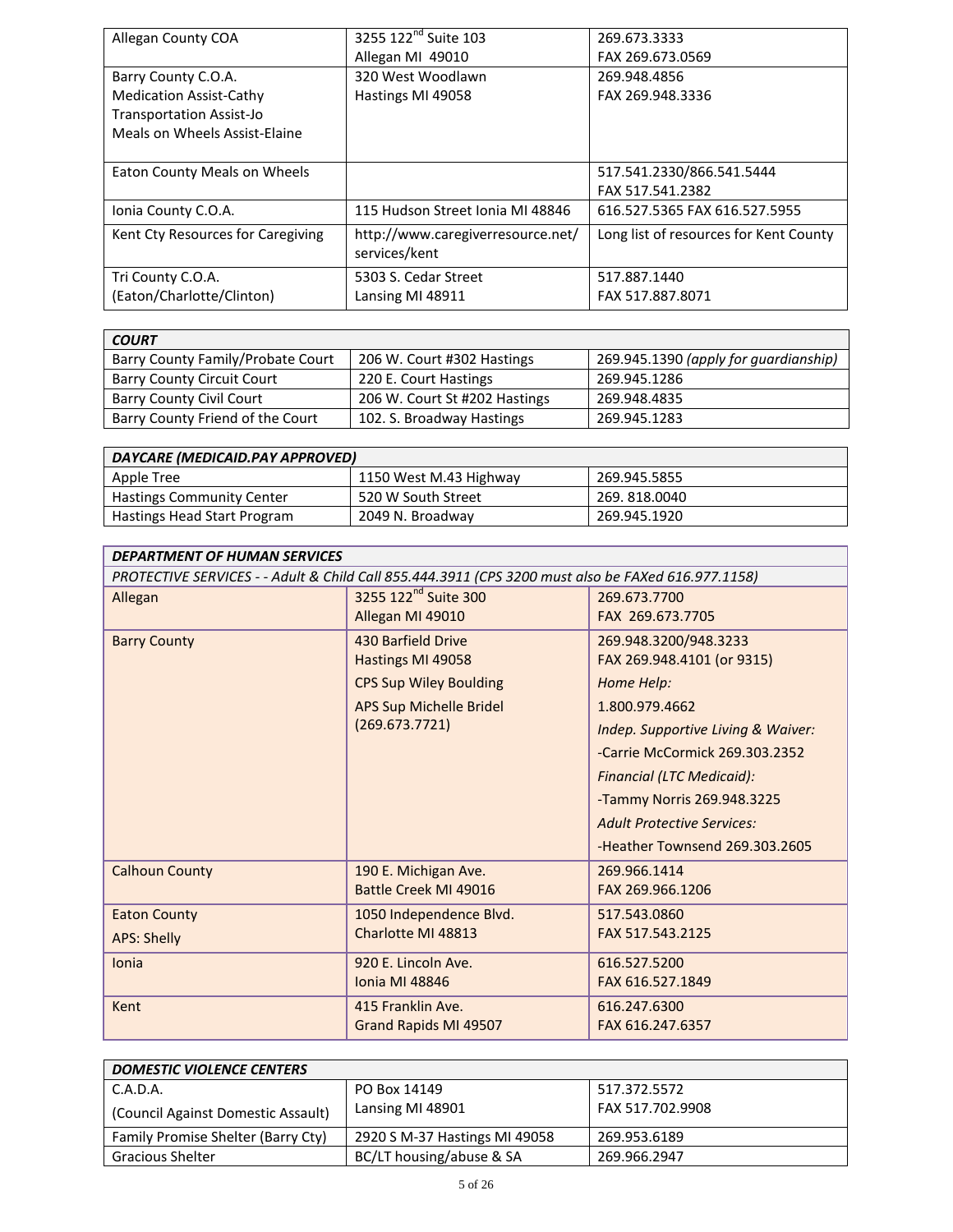| | | |
|---|---|---|
| Allegan County COA | 3255 122nd Suite 103<br>Allegan MI 49010 | 269.673.3333<br>FAX 269.673.0569 |
| Barry County C.O.A.<br>Medication Assist-Cathy<br>Transportation Assist-Jo<br>Meals on Wheels Assist-Elaine | 320 West Woodlawn<br>Hastings MI 49058 | 269.948.4856<br>FAX 269.948.3336 |
| Eaton County Meals on Wheels | | 517.541.2330/866.541.5444<br>FAX 517.541.2382 |
| Ionia County C.O.A. | 115 Hudson Street Ionia MI 48846 | 616.527.5365 FAX 616.527.5955 |
| Kent Cty Resources for Caregiving | http://www.caregiverresource.net/services/kent | Long list of resources for Kent County |
| Tri County C.O.A.<br>(Eaton/Charlotte/Clinton) | 5303 S. Cedar Street<br>Lansing MI 48911 | 517.887.1440<br>FAX 517.887.8071 |

| ***COURT*** | | |
|---|---|---|
| Barry County Family/Probate Court | 206 W. Court #302 Hastings | 269.945.1390 *(apply for guardianship)* |
| Barry County Circuit Court | 220 E. Court Hastings | 269.945.1286 |
| Barry County Civil Court | 206 W. Court St #202 Hastings | 269.948.4835 |
| Barry County Friend of the Court | 102. S. Broadway Hastings | 269.945.1283 |

| ***DAYCARE (MEDICAID.PAY APPROVED)*** | | |
|---|---|---|
| Apple Tree | 1150 West M.43 Highway | 269.945.5855 |
| Hastings Community Center | 520 W South Street | 269. 818.0040 |
| Hastings Head Start Program | 2049 N. Broadway | 269.945.1920 |

| ***DEPARTMENT OF HUMAN SERVICES*** | | |
|---|---|---|
| *PROTECTIVE SERVICES - - Adult & Child Call 855.444.3911 (CPS 3200 must also be FAXed 616.977.1158)* | | |
| Allegan | 3255 122nd Suite 300<br>Allegan MI 49010 | 269.673.7700<br>FAX 269.673.7705 |
| Barry County | 430 Barfield Drive<br>Hastings MI 49058<br>CPS Sup Wiley Boulding<br>APS Sup Michelle Bridel<br>(269.673.7721) | 269.948.3200/948.3233<br>FAX 269.948.4101 (or 9315)<br>*Home Help:*<br>1.800.979.4662<br>*Indep. Supportive Living & Waiver:*<br>-Carrie McCormick 269.303.2352<br>*Financial (LTC Medicaid):*<br>-Tammy Norris 269.948.3225<br>*Adult Protective Services:*<br>-Heather Townsend 269.303.2605 |
| Calhoun County | 190 E. Michigan Ave.<br>Battle Creek MI 49016 | 269.966.1414<br>FAX 269.966.1206 |
| Eaton County<br>APS: Shelly | 1050 Independence Blvd.<br>Charlotte MI 48813 | 517.543.0860<br>FAX 517.543.2125 |
| Ionia | 920 E. Lincoln Ave.<br>Ionia MI 48846 | 616.527.5200<br>FAX 616.527.1849 |
| Kent | 415 Franklin Ave.<br>Grand Rapids MI 49507 | 616.247.6300<br>FAX 616.247.6357 |

| ***DOMESTIC VIOLENCE CENTERS*** | | |
|---|---|---|
| C.A.D.A.<br>(Council Against Domestic Assault) | PO Box 14149<br>Lansing MI 48901 | 517.372.5572<br>FAX 517.702.9908 |
| Family Promise Shelter (Barry Cty) | 2920 S M-37 Hastings MI 49058 | 269.953.6189 |
| Gracious Shelter | BC/LT housing/abuse & SA | 269.966.2947 |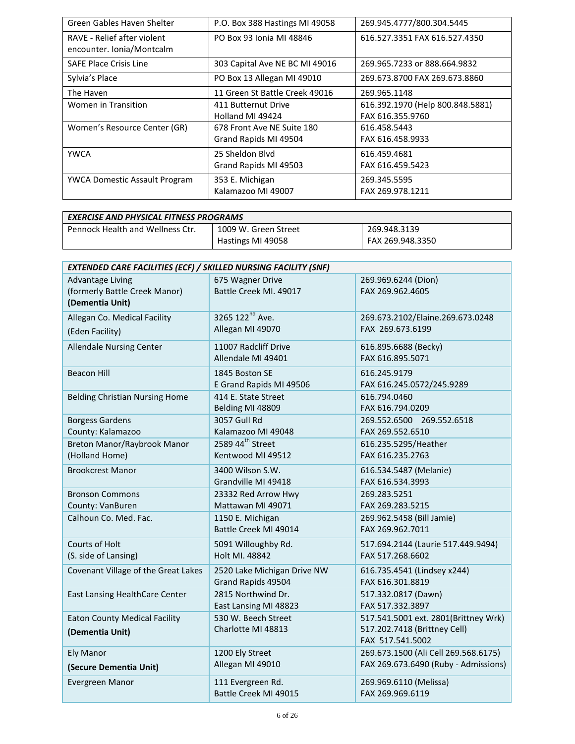| | | |
|---|---|---|
| Green Gables Haven Shelter | P.O. Box 388 Hastings MI 49058 | 269.945.4777/800.304.5445 |
| RAVE - Relief after violent encounter. Ionia/Montcalm | PO Box 93 Ionia MI 48846 | 616.527.3351 FAX 616.527.4350 |
| SAFE Place Crisis Line | 303 Capital Ave NE BC MI 49016 | 269.965.7233 or 888.664.9832 |
| Sylvia's Place | PO Box 13 Allegan MI 49010 | 269.673.8700 FAX 269.673.8860 |
| The Haven | 11 Green St Battle Creek 49016 | 269.965.1148 |
| Women in Transition | 411 Butternut Drive<br>Holland MI 49424 | 616.392.1970 (Help 800.848.5881)<br>FAX 616.355.9760 |
| Women's Resource Center (GR) | 678 Front Ave NE Suite 180<br>Grand Rapids MI 49504 | 616.458.5443<br>FAX 616.458.9933 |
| YWCA | 25 Sheldon Blvd<br>Grand Rapids MI 49503 | 616.459.4681<br>FAX 616.459.5423 |
| YWCA Domestic Assault Program | 353 E. Michigan<br>Kalamazoo MI 49007 | 269.345.5595<br>FAX 269.978.1211 |

| ***EXERCISE AND PHYSICAL FITNESS PROGRAMS*** | | |
|---|---|---|
| Pennock Health and Wellness Ctr. | 1009 W. Green Street<br>Hastings MI 49058 | 269.948.3139<br>FAX 269.948.3350 |

| ***EXTENDED CARE FACILITIES (ECF) / SKILLED NURSING FACILITY (SNF)*** | | |
|---|---|---|
| Advantage Living<br>(formerly Battle Creek Manor)<br>**(Dementia Unit)** | 675 Wagner Drive<br>Battle Creek MI. 49017 | 269.969.6244 (Dion)<br>FAX 269.962.4605 |
| Allegan Co. Medical Facility<br>(Eden Facility) | 3265 122nd Ave.<br>Allegan MI 49070 | 269.673.2102/Elaine.269.673.0248<br>FAX 269.673.6199 |
| Allendale Nursing Center | 11007 Radcliff Drive<br>Allendale MI 49401 | 616.895.6688 (Becky)<br>FAX 616.895.5071 |
| Beacon Hill | 1845 Boston SE<br>E Grand Rapids MI 49506 | 616.245.9179<br>FAX 616.245.0572/245.9289 |
| Belding Christian Nursing Home | 414 E. State Street<br>Belding MI 48809 | 616.794.0460<br>FAX 616.794.0209 |
| Borgess Gardens<br>County: Kalamazoo | 3057 Gull Rd<br>Kalamazoo MI 49048 | 269.552.6500 269.552.6518<br>FAX 269.552.6510 |
| Breton Manor/Raybrook Manor<br>(Holland Home) | 2589 44th Street<br>Kentwood MI 49512 | 616.235.5295/Heather<br>FAX 616.235.2763 |
| Brookcrest Manor | 3400 Wilson S.W.<br>Grandville MI 49418 | 616.534.5487 (Melanie)<br>FAX 616.534.3993 |
| Bronson Commons<br>County: VanBuren | 23332 Red Arrow Hwy<br>Mattawan MI 49071 | 269.283.5251<br>FAX 269.283.5215 |
| Calhoun Co. Med. Fac. | 1150 E. Michigan<br>Battle Creek MI 49014 | 269.962.5458 (Bill Jamie)<br>FAX 269.962.7011 |
| Courts of Holt<br>(S. side of Lansing) | 5091 Willoughby Rd.<br>Holt MI. 48842 | 517.694.2144 (Laurie 517.449.9494)<br>FAX 517.268.6602 |
| Covenant Village of the Great Lakes | 2520 Lake Michigan Drive NW<br>Grand Rapids 49504 | 616.735.4541 (Lindsey x244)<br>FAX 616.301.8819 |
| East Lansing HealthCare Center | 2815 Northwind Dr.<br>East Lansing MI 48823 | 517.332.0817 (Dawn)<br>FAX 517.332.3897 |
| Eaton County Medical Facility<br>**(Dementia Unit)** | 530 W. Beech Street<br>Charlotte MI 48813 | 517.541.5001 ext. 2801(Brittney Wrk)<br>517.202.7418 (Brittney Cell)<br>FAX 517.541.5002 |
| Ely Manor<br>**(Secure Dementia Unit)** | 1200 Ely Street<br>Allegan MI 49010 | 269.673.1500 (Ali Cell 269.568.6175)<br>FAX 269.673.6490 (Ruby - Admissions) |
| Evergreen Manor | 111 Evergreen Rd.<br>Battle Creek MI 49015 | 269.969.6110 (Melissa)<br>FAX 269.969.6119 |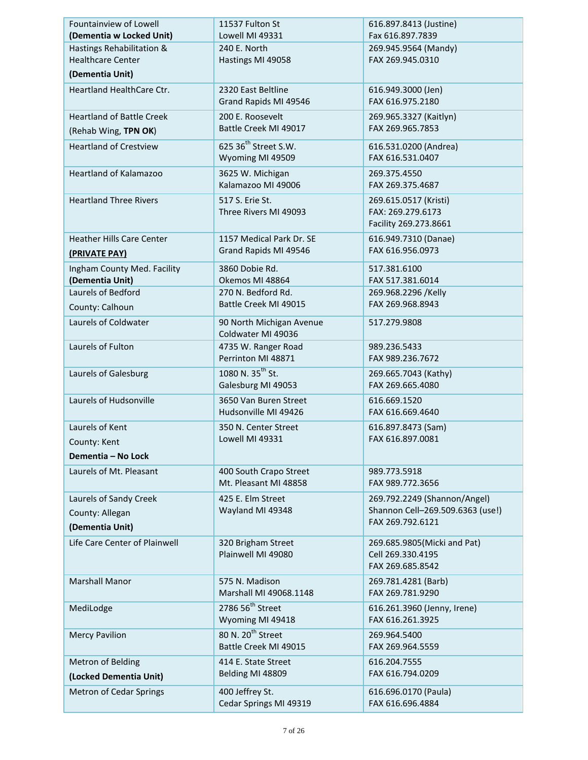| Fountainview of Lowell **(Dementia w Locked Unit)** | 11537 Fulton St Lowell MI 49331 | 616.897.8413 (Justine) Fax 616.897.7839 |
|---|---|---|
| Hastings Rehabilitation & Healthcare Center **(Dementia Unit)** | 240 E. North Hastings MI 49058 | 269.945.9564 (Mandy) FAX 269.945.0310 |
| Heartland HealthCare Ctr. | 2320 East Beltline Grand Rapids MI 49546 | 616.949.3000 (Jen) FAX 616.975.2180 |
| Heartland of Battle Creek (Rehab Wing, **TPN OK**) | 200 E. Roosevelt Battle Creek MI 49017 | 269.965.3327 (Kaitlyn) FAX 269.965.7853 |
| Heartland of Crestview | 625 36th Street S.W. Wyoming MI 49509 | 616.531.0200 (Andrea) FAX 616.531.0407 |
| Heartland of Kalamazoo | 3625 W. Michigan Kalamazoo MI 49006 | 269.375.4550 FAX 269.375.4687 |
| Heartland Three Rivers | 517 S. Erie St. Three Rivers MI 49093 | 269.615.0517 (Kristi) FAX: 269.279.6173 Facility 269.273.8661 |
| Heather Hills Care Center **PRIVATE PAY)** | 1157 Medical Park Dr. SE Grand Rapids MI 49546 | 616.949.7310 (Danae) FAX 616.956.0973 |
| Ingham County Med. Facility **(Dementia Unit)** | 3860 Dobie Rd. Okemos MI 48864 | 517.381.6100 FAX 517.381.6014 |
| Laurels of Bedford County: Calhoun | 270 N. Bedford Rd. Battle Creek MI 49015 | 269.968.2296 /Kelly FAX 269.968.8943 |
| Laurels of Coldwater | 90 North Michigan Avenue Coldwater MI 49036 | 517.279.9808 |
| Laurels of Fulton | 4735 W. Ranger Road Perrinton MI 48871 | 989.236.5433 FAX 989.236.7672 |
| Laurels of Galesburg | 1080 N. 35th St. Galesburg MI 49053 | 269.665.7043 (Kathy) FAX 269.665.4080 |
| Laurels of Hudsonville | 3650 Van Buren Street Hudsonville MI 49426 | 616.669.1520 FAX 616.669.4640 |
| Laurels of Kent County: Kent **Dementia – No Lock** | 350 N. Center Street Lowell MI 49331 | 616.897.8473 (Sam) FAX 616.897.0081 |
| Laurels of Mt. Pleasant | 400 South Crapo Street Mt. Pleasant MI 48858 | 989.773.5918 FAX 989.772.3656 |
| Laurels of Sandy Creek County: Allegan **(Dementia Unit)** | 425 E. Elm Street Wayland MI 49348 | 269.792.2249 (Shannon/Angel) Shannon Cell–269.509.6363 (use!) FAX 269.792.6121 |
| Life Care Center of Plainwell | 320 Brigham Street Plainwell MI 49080 | 269.685.9805(Micki and Pat) Cell 269.330.4195 FAX 269.685.8542 |
| Marshall Manor | 575 N. Madison Marshall MI 49068.1148 | 269.781.4281 (Barb) FAX 269.781.9290 |
| MediLodge | 2786 56th Street Wyoming MI 49418 | 616.261.3960 (Jenny, Irene) FAX 616.261.3925 |
| Mercy Pavilion | 80 N. 20th Street Battle Creek MI 49015 | 269.964.5400 FAX 269.964.5559 |
| Metron of Belding **(Locked Dementia Unit)** | 414 E. State Street Belding MI 48809 | 616.204.7555 FAX 616.794.0209 |
| Metron of Cedar Springs | 400 Jeffrey St. Cedar Springs MI 49319 | 616.696.0170 (Paula) FAX 616.696.4884 |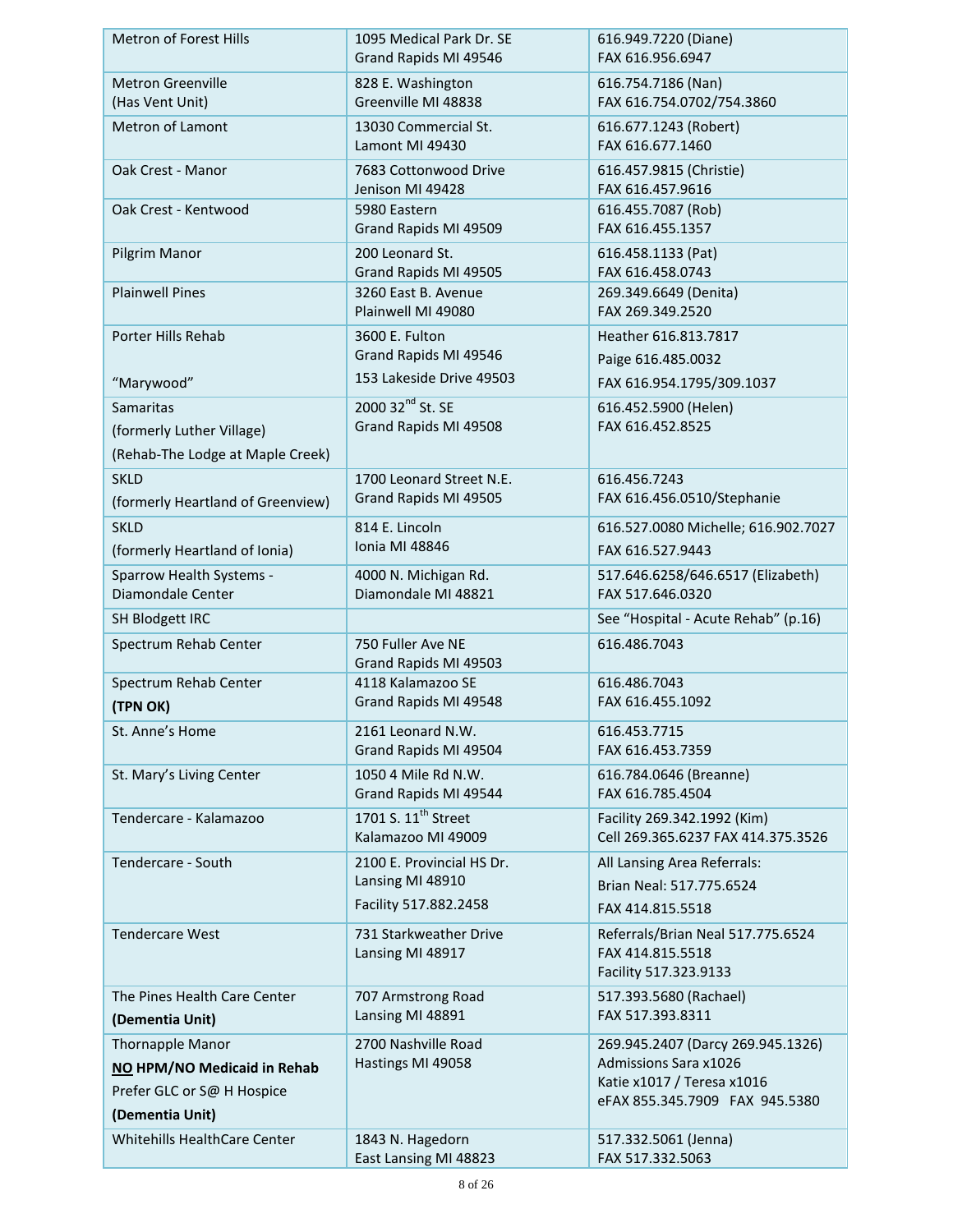| | | |
|---|---|---|
| Metron of Forest Hills | 1095 Medical Park Dr. SE<br>Grand Rapids MI 49546 | 616.949.7220 (Diane)<br>FAX 616.956.6947 |
| Metron Greenville<br>(Has Vent Unit) | 828 E. Washington<br>Greenville MI 48838 | 616.754.7186 (Nan)<br>FAX 616.754.0702/754.3860 |
| Metron of Lamont | 13030 Commercial St.<br>Lamont MI 49430 | 616.677.1243 (Robert)<br>FAX 616.677.1460 |
| Oak Crest - Manor | 7683 Cottonwood Drive<br>Jenison MI 49428 | 616.457.9815 (Christie)<br>FAX 616.457.9616 |
| Oak Crest - Kentwood | 5980 Eastern<br>Grand Rapids MI 49509 | 616.455.7087 (Rob)<br>FAX 616.455.1357 |
| Pilgrim Manor | 200 Leonard St.<br>Grand Rapids MI 49505 | 616.458.1133 (Pat)<br>FAX 616.458.0743 |
| Plainwell Pines | 3260 East B. Avenue<br>Plainwell MI 49080 | 269.349.6649 (Denita)<br>FAX 269.349.2520 |
| Porter Hills Rehab<br><br>"Marywood" | 3600 E. Fulton<br>Grand Rapids MI 49546<br>153 Lakeside Drive 49503 | Heather 616.813.7817<br>Paige 616.485.0032<br>FAX 616.954.1795/309.1037 |
| Samaritas<br>(formerly Luther Village)<br>(Rehab-The Lodge at Maple Creek) | 2000 32nd St. SE<br>Grand Rapids MI 49508 | 616.452.5900 (Helen)<br>FAX 616.452.8525 |
| SKLD<br>(formerly Heartland of Greenview) | 1700 Leonard Street N.E.<br>Grand Rapids MI 49505 | 616.456.7243<br>FAX 616.456.0510/Stephanie |
| SKLD<br>(formerly Heartland of Ionia) | 814 E. Lincoln<br>Ionia MI 48846 | 616.527.0080 Michelle; 616.902.7027<br>FAX 616.527.9443 |
| Sparrow Health Systems - Diamondale Center | 4000 N. Michigan Rd.<br>Diamondale MI 48821 | 517.646.6258/646.6517 (Elizabeth)<br>FAX 517.646.0320 |
| SH Blodgett IRC | | See "Hospital - Acute Rehab" (p.16) |
| Spectrum Rehab Center | 750 Fuller Ave NE<br>Grand Rapids MI 49503 | 616.486.7043 |
| Spectrum Rehab Center<br>**(TPN OK)** | 4118 Kalamazoo SE<br>Grand Rapids MI 49548 | 616.486.7043<br>FAX 616.455.1092 |
| St. Anne's Home | 2161 Leonard N.W.<br>Grand Rapids MI 49504 | 616.453.7715<br>FAX 616.453.7359 |
| St. Mary's Living Center | 1050 4 Mile Rd N.W.<br>Grand Rapids MI 49544 | 616.784.0646 (Breanne)<br>FAX 616.785.4504 |
| Tendercare - Kalamazoo | 1701 S. 11th Street<br>Kalamazoo MI 49009 | Facility 269.342.1992 (Kim)<br>Cell 269.365.6237 FAX 414.375.3526 |
| Tendercare - South | 2100 E. Provincial HS Dr.<br>Lansing MI 48910<br>Facility 517.882.2458 | All Lansing Area Referrals:<br>Brian Neal: 517.775.6524<br>FAX 414.815.5518 |
| Tendercare West | 731 Starkweather Drive<br>Lansing MI 48917 | Referrals/Brian Neal 517.775.6524<br>FAX 414.815.5518<br>Facility 517.323.9133 |
| The Pines Health Care Center<br>**(Dementia Unit)** | 707 Armstrong Road<br>Lansing MI 48891 | 517.393.5680 (Rachael)<br>FAX 517.393.8311 |
| Thornapple Manor<br>**<u>NO</u> HPM/NO Medicaid in Rehab**<br>Prefer GLC or S@ H Hospice<br>**(Dementia Unit)** | 2700 Nashville Road<br>Hastings MI 49058 | 269.945.2407 (Darcy 269.945.1326)<br>Admissions Sara x1026<br>Katie x1017 / Teresa x1016<br>eFAX 855.345.7909 FAX 945.5380 |
| Whitehills HealthCare Center | 1843 N. Hagedorn<br>East Lansing MI 48823 | 517.332.5061 (Jenna)<br>FAX 517.332.5063 |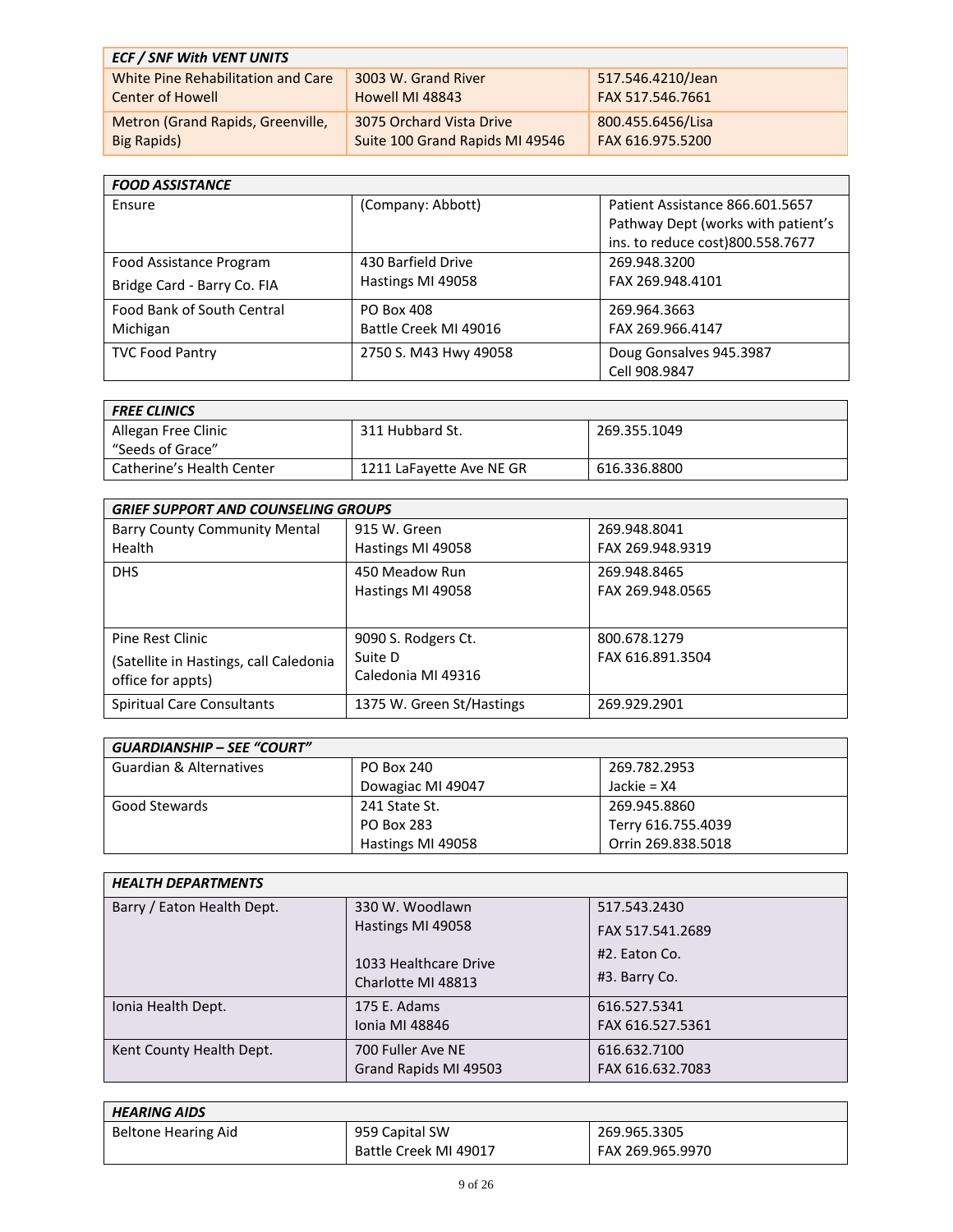| *ECF / SNF With VENT UNITS* | | |
|---|---|---|
| White Pine Rehabilitation and Care Center of Howell | 3003 W. Grand River<br>Howell MI 48843 | 517.546.4210/Jean<br>FAX 517.546.7661 |
| Metron (Grand Rapids, Greenville, Big Rapids) | 3075 Orchard Vista Drive<br>Suite 100 Grand Rapids MI 49546 | 800.455.6456/Lisa<br>FAX 616.975.5200 |

| *FOOD ASSISTANCE* | | |
|---|---|---|
| Ensure | (Company: Abbott) | Patient Assistance 866.601.5657<br>Pathway Dept (works with patient's ins. to reduce cost)800.558.7677 |
| Food Assistance Program<br>Bridge Card - Barry Co. FIA | 430 Barfield Drive<br>Hastings MI 49058 | 269.948.3200<br>FAX 269.948.4101 |
| Food Bank of South Central Michigan | PO Box 408<br>Battle Creek MI 49016 | 269.964.3663<br>FAX 269.966.4147 |
| TVC Food Pantry | 2750 S. M43 Hwy 49058 | Doug Gonsalves 945.3987<br>Cell 908.9847 |

| *FREE CLINICS* | | |
|---|---|---|
| Allegan Free Clinic<br>"Seeds of Grace" | 311 Hubbard St. | 269.355.1049 |
| Catherine's Health Center | 1211 LaFayette Ave NE GR | 616.336.8800 |

| *GRIEF SUPPORT AND COUNSELING GROUPS* | | |
|---|---|---|
| Barry County Community Mental Health | 915 W. Green<br>Hastings MI 49058 | 269.948.8041<br>FAX 269.948.9319 |
| DHS | 450 Meadow Run<br>Hastings MI 49058 | 269.948.8465<br>FAX 269.948.0565 |
| Pine Rest Clinic<br>(Satellite in Hastings, call Caledonia office for appts) | 9090 S. Rodgers Ct.<br>Suite D<br>Caledonia MI 49316 | 800.678.1279<br>FAX 616.891.3504 |
| Spiritual Care Consultants | 1375 W. Green St/Hastings | 269.929.2901 |

| *GUARDIANSHIP – SEE "COURT"* | | |
|---|---|---|
| Guardian & Alternatives | PO Box 240<br>Dowagiac MI 49047 | 269.782.2953<br>Jackie = X4 |
| Good Stewards | 241 State St.<br>PO Box 283<br>Hastings MI 49058 | 269.945.8860<br>Terry 616.755.4039<br>Orrin 269.838.5018 |

| *HEALTH DEPARTMENTS* | | |
|---|---|---|
| Barry / Eaton Health Dept. | 330 W. Woodlawn<br>Hastings MI 49058<br><br>1033 Healthcare Drive<br>Charlotte MI 48813 | 517.543.2430<br>FAX 517.541.2689<br>#2. Eaton Co.<br>#3. Barry Co. |
| Ionia Health Dept. | 175 E. Adams<br>Ionia MI 48846 | 616.527.5341<br>FAX 616.527.5361 |
| Kent County Health Dept. | 700 Fuller Ave NE<br>Grand Rapids MI 49503 | 616.632.7100<br>FAX 616.632.7083 |

| *HEARING AIDS* | | |
|---|---|---|
| Beltone Hearing Aid | 959 Capital SW<br>Battle Creek MI 49017 | 269.965.3305<br>FAX 269.965.9970 |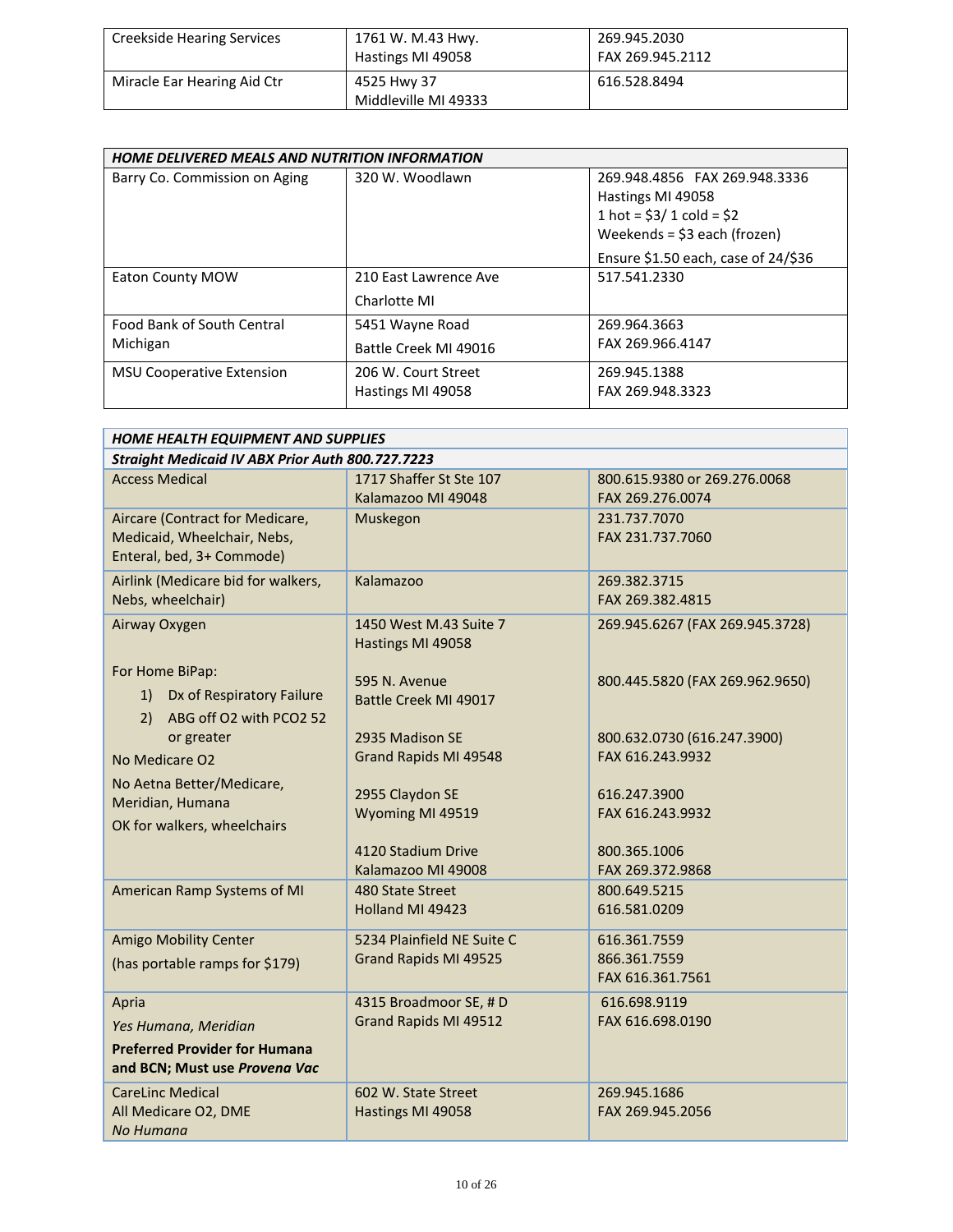| | | |
|---|---|---|
| Creekside Hearing Services | 1761 W. M.43 Hwy.<br>Hastings MI 49058 | 269.945.2030<br>FAX 269.945.2112 |
| Miracle Ear Hearing Aid Ctr | 4525 Hwy 37<br>Middleville MI 49333 | 616.528.8494 |

| ***HOME DELIVERED MEALS AND NUTRITION INFORMATION*** | | |
|---|---|---|
| Barry Co. Commission on Aging | 320 W. Woodlawn | 269.948.4856 FAX 269.948.3336<br>Hastings MI 49058<br>1 hot = $3/ 1 cold = $2<br>Weekends = $3 each (frozen)<br>Ensure $1.50 each, case of 24/$36 |
| Eaton County MOW | 210 East Lawrence Ave<br>Charlotte MI | 517.541.2330 |
| Food Bank of South Central Michigan | 5451 Wayne Road<br>Battle Creek MI 49016 | 269.964.3663<br>FAX 269.966.4147 |
| MSU Cooperative Extension | 206 W. Court Street<br>Hastings MI 49058 | 269.945.1388<br>FAX 269.948.3323 |

| ***HOME HEALTH EQUIPMENT AND SUPPLIES*** | | |
|---|---|---|
| ***Straight Medicaid IV ABX Prior Auth 800.727.7223*** | | |
| Access Medical | 1717 Shaffer St Ste 107<br>Kalamazoo MI 49048 | 800.615.9380 or 269.276.0068<br>FAX 269.276.0074 |
| Aircare (Contract for Medicare, Medicaid, Wheelchair, Nebs, Enteral, bed, 3+ Commode) | Muskegon | 231.737.7070<br>FAX 231.737.7060 |
| Airlink (Medicare bid for walkers, Nebs, wheelchair) | Kalamazoo | 269.382.3715<br>FAX 269.382.4815 |
| Airway Oxygen<br><br>For Home BiPap:<br>1) Dx of Respiratory Failure<br>2) ABG off O2 with PCO2 52 or greater<br>No Medicare O2<br>No Aetna Better/Medicare, Meridian, Humana<br>OK for walkers, wheelchairs | 1450 West M.43 Suite 7<br>Hastings MI 49058<br><br>595 N. Avenue<br>Battle Creek MI 49017<br><br>2935 Madison SE<br>Grand Rapids MI 49548<br><br>2955 Claydon SE<br>Wyoming MI 49519<br><br>4120 Stadium Drive<br>Kalamazoo MI 49008 | 269.945.6267 (FAX 269.945.3728)<br><br>800.445.5820 (FAX 269.962.9650)<br><br>800.632.0730 (616.247.3900)<br>FAX 616.243.9932<br><br>616.247.3900<br>FAX 616.243.9932<br><br>800.365.1006<br>FAX 269.372.9868 |
| American Ramp Systems of MI | 480 State Street<br>Holland MI 49423 | 800.649.5215<br>616.581.0209 |
| Amigo Mobility Center<br>(has portable ramps for $179) | 5234 Plainfield NE Suite C<br>Grand Rapids MI 49525 | 616.361.7559<br>866.361.7559<br>FAX 616.361.7561 |
| Apria<br>*Yes Humana, Meridian*<br>**Preferred Provider for Humana and BCN; Must use *Provena Vac*** | 4315 Broadmoor SE, # D<br>Grand Rapids MI 49512 | 616.698.9119<br>FAX 616.698.0190 |
| CareLinc Medical<br>All Medicare O2, DME<br>*No Humana* | 602 W. State Street<br>Hastings MI 49058 | 269.945.1686<br>FAX 269.945.2056 |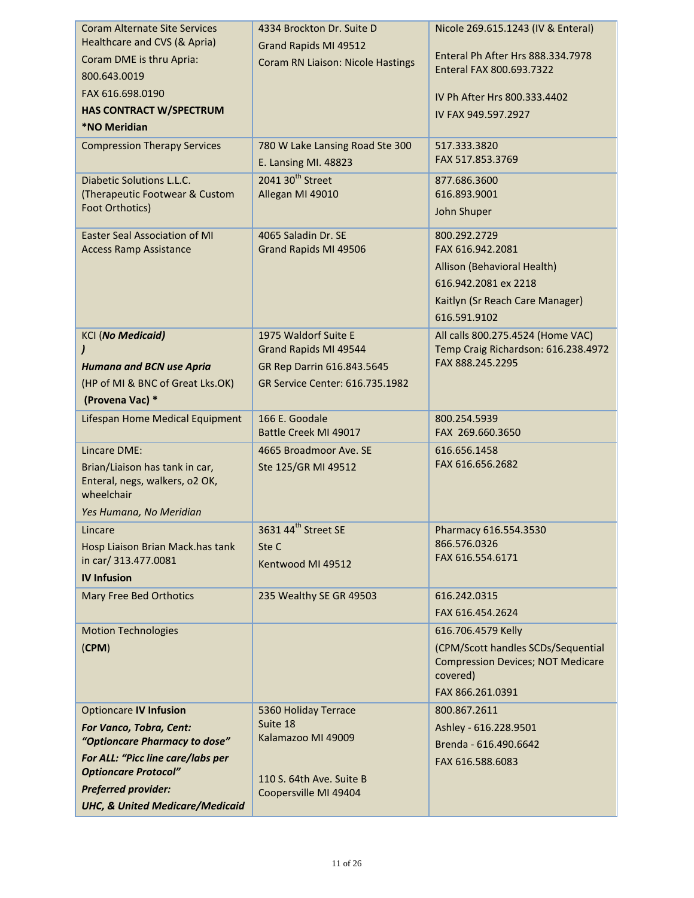| | | |
|---|---|---|
| Coram Alternate Site Services Healthcare and CVS (& Apria)<br>Coram DME is thru Apria: 800.643.0019<br>FAX 616.698.0190<br>**HAS CONTRACT W/SPECTRUM**<br>**\*NO Meridian** | 4334 Brockton Dr. Suite D<br>Grand Rapids MI 49512<br>Coram RN Liaison: Nicole Hastings | Nicole 269.615.1243 (IV & Enteral)<br><br>Enteral Ph After Hrs 888.334.7978<br>Enteral FAX 800.693.7322<br><br>IV Ph After Hrs 800.333.4402<br>IV FAX 949.597.2927 |
| Compression Therapy Services | 780 W Lake Lansing Road Ste 300<br>E. Lansing MI. 48823 | 517.333.3820<br>FAX 517.853.3769 |
| Diabetic Solutions L.L.C. (Therapeutic Footwear & Custom Foot Orthotics) | 2041 30th Street<br>Allegan MI 49010 | 877.686.3600<br>616.893.9001<br>John Shuper |
| Easter Seal Association of MI<br>Access Ramp Assistance | 4065 Saladin Dr. SE<br>Grand Rapids MI 49506 | 800.292.2729<br>FAX 616.942.2081<br>Allison (Behavioral Health)<br>616.942.2081 ex 2218<br>Kaitlyn (Sr Reach Care Manager)<br>616.591.9102 |
| KCI (***No Medicaid***<br>***)***<br>***Humana and BCN use Apria***<br>(HP of MI & BNC of Great Lks.OK)<br>**(Provena Vac) \*** | 1975 Waldorf Suite E<br>Grand Rapids MI 49544<br>GR Rep Darrin 616.843.5645<br>GR Service Center: 616.735.1982 | All calls 800.275.4524 (Home VAC)<br>Temp Craig Richardson: 616.238.4972<br>FAX 888.245.2295 |
| Lifespan Home Medical Equipment | 166 E. Goodale<br>Battle Creek MI 49017 | 800.254.5939<br>FAX 269.660.3650 |
| Lincare DME:<br>Brian/Liaison has tank in car, Enteral, negs, walkers, o2 OK, wheelchair<br>*Yes Humana, No Meridian* | 4665 Broadmoor Ave. SE<br>Ste 125/GR MI 49512 | 616.656.1458<br>FAX 616.656.2682 |
| Lincare<br>Hosp Liaison Brian Mack.has tank in car/ 313.477.0081<br>**IV Infusion** | 3631 44th Street SE<br>Ste C<br>Kentwood MI 49512 | Pharmacy 616.554.3530<br>866.576.0326<br>FAX 616.554.6171 |
| Mary Free Bed Orthotics | 235 Wealthy SE GR 49503 | 616.242.0315<br>FAX 616.454.2624 |
| Motion Technologies<br>(**CPM**) | | 616.706.4579 Kelly<br>(CPM/Scott handles SCDs/Sequential Compression Devices; NOT Medicare covered)<br>FAX 866.261.0391 |
| Optioncare **IV Infusion**<br>***For Vanco, Tobra, Cent: "Optioncare Pharmacy to dose"***<br>***For ALL: "Picc line care/labs per Optioncare Protocol"***<br>***Preferred provider:***<br>***UHC, & United Medicare/Medicaid*** | 5360 Holiday Terrace<br>Suite 18<br>Kalamazoo MI 49009<br><br>110 S. 64th Ave. Suite B<br>Coopersville MI 49404 | 800.867.2611<br>Ashley - 616.228.9501<br>Brenda - 616.490.6642<br>FAX 616.588.6083 |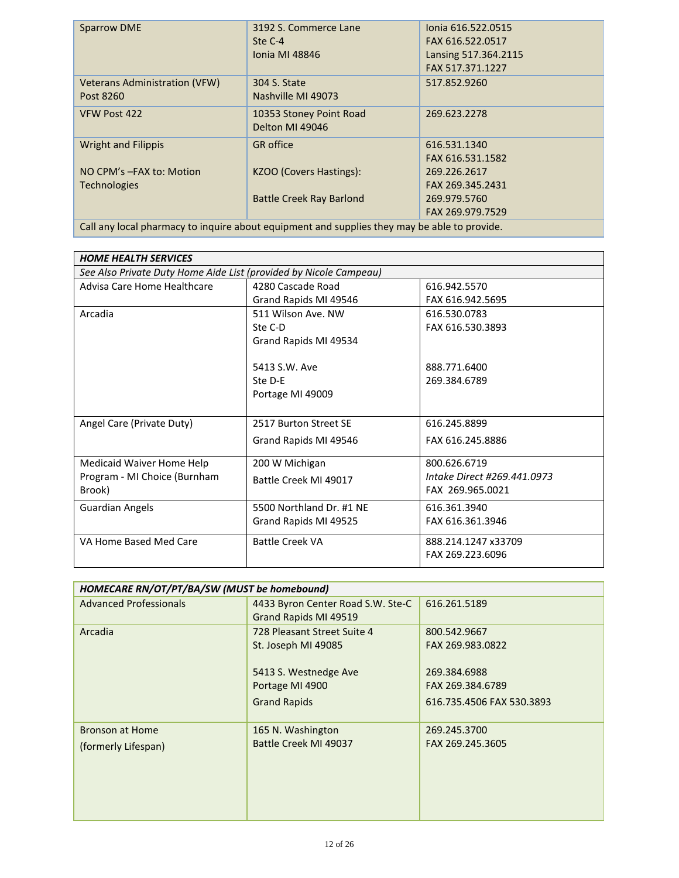| | | |
|---|---|---|
| Sparrow DME | 3192 S. Commerce Lane<br>Ste C-4<br>Ionia MI 48846 | Ionia 616.522.0515<br>FAX 616.522.0517<br>Lansing 517.364.2115<br>FAX 517.371.1227 |
| Veterans Administration (VFW) Post 8260 | 304 S. State<br>Nashville MI 49073 | 517.852.9260 |
| VFW Post 422 | 10353 Stoney Point Road<br>Delton MI 49046 | 269.623.2278 |
| Wright and Filippis<br><br>NO CPM's –FAX to: Motion Technologies | GR office<br><br>KZOO (Covers Hastings):<br><br>Battle Creek Ray Barlond | 616.531.1340<br>FAX 616.531.1582<br>269.226.2617<br>FAX 269.345.2431<br>269.979.5760<br>FAX 269.979.7529 |
| Call any local pharmacy to inquire about equipment and supplies they may be able to provide. | | |

| ***HOME HEALTH SERVICES*** | | |
|---|---|---|
| *See Also Private Duty Home Aide List (provided by Nicole Campeau)* | | |
| Advisa Care Home Healthcare | 4280 Cascade Road<br>Grand Rapids MI 49546 | 616.942.5570<br>FAX 616.942.5695 |
| Arcadia | 511 Wilson Ave. NW<br>Ste C-D<br>Grand Rapids MI 49534<br><br>5413 S.W. Ave<br>Ste D-E<br>Portage MI 49009 | 616.530.0783<br>FAX 616.530.3893<br><br><br>888.771.6400<br>269.384.6789 |
| Angel Care (Private Duty) | 2517 Burton Street SE<br>Grand Rapids MI 49546 | 616.245.8899<br>FAX 616.245.8886 |
| Medicaid Waiver Home Help Program - MI Choice (Burnham Brook) | 200 W Michigan<br>Battle Creek MI 49017 | 800.626.6719<br>*Intake Direct #269.441.0973*<br>FAX 269.965.0021 |
| Guardian Angels | 5500 Northland Dr. #1 NE<br>Grand Rapids MI 49525 | 616.361.3940<br>FAX 616.361.3946 |
| VA Home Based Med Care | Battle Creek VA | 888.214.1247 x33709<br>FAX 269.223.6096 |

| ***HOMECARE RN/OT/PT/BA/SW (MUST be homebound)*** | | |
|---|---|---|
| Advanced Professionals | 4433 Byron Center Road S.W. Ste-C<br>Grand Rapids MI 49519 | 616.261.5189 |
| Arcadia | 728 Pleasant Street Suite 4<br>St. Joseph MI 49085<br><br>5413 S. Westnedge Ave<br>Portage MI 4900<br>Grand Rapids | 800.542.9667<br>FAX 269.983.0822<br><br>269.384.6988<br>FAX 269.384.6789<br>616.735.4506 FAX 530.3893 |
| Bronson at Home<br>(formerly Lifespan) | 165 N. Washington<br>Battle Creek MI 49037 | 269.245.3700<br>FAX 269.245.3605 |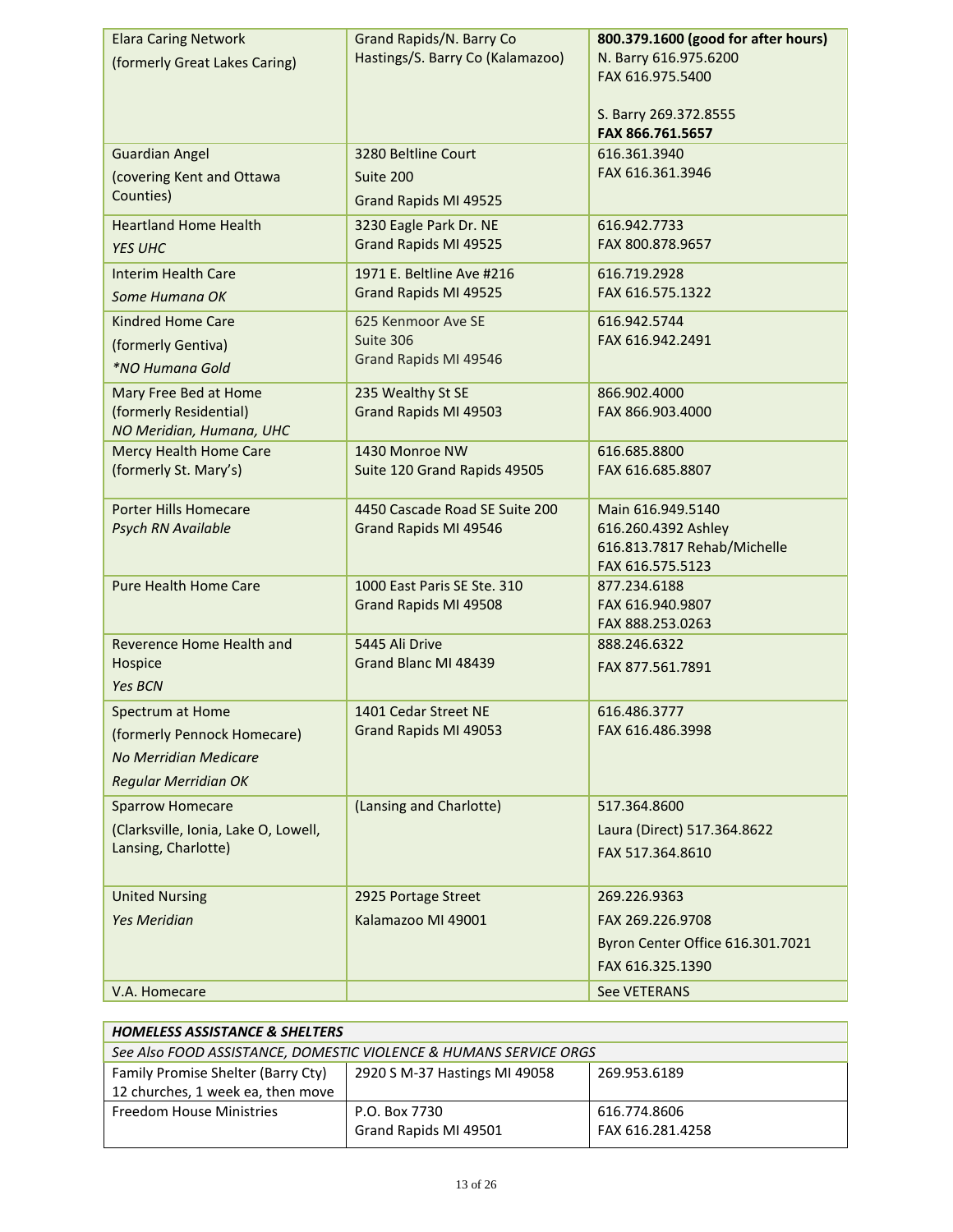| | | |
|---|---|---|
| Elara Caring Network<br>(formerly Great Lakes Caring) | Grand Rapids/N. Barry Co<br>Hastings/S. Barry Co (Kalamazoo) | **800.379.1600 (good for after hours)**<br>N. Barry 616.975.6200<br>FAX 616.975.5400<br><br>S. Barry 269.372.8555<br>**FAX 866.761.5657** |
| Guardian Angel<br>(covering Kent and Ottawa Counties) | 3280 Beltline Court<br>Suite 200<br>Grand Rapids MI 49525 | 616.361.3940<br>FAX 616.361.3946 |
| Heartland Home Health<br>*YES UHC* | 3230 Eagle Park Dr. NE<br>Grand Rapids MI 49525 | 616.942.7733<br>FAX 800.878.9657 |
| Interim Health Care<br>*Some Humana OK* | 1971 E. Beltline Ave #216<br>Grand Rapids MI 49525 | 616.719.2928<br>FAX 616.575.1322 |
| Kindred Home Care<br>(formerly Gentiva)<br>*\*NO Humana Gold* | 625 Kenmoor Ave SE<br>Suite 306<br>Grand Rapids MI 49546 | 616.942.5744<br>FAX 616.942.2491 |
| Mary Free Bed at Home<br>(formerly Residential)<br>*NO Meridian, Humana, UHC* | 235 Wealthy St SE<br>Grand Rapids MI 49503 | 866.902.4000<br>FAX 866.903.4000 |
| Mercy Health Home Care<br>(formerly St. Mary's) | 1430 Monroe NW<br>Suite 120 Grand Rapids 49505 | 616.685.8800<br>FAX 616.685.8807 |
| Porter Hills Homecare<br>*Psych RN Available* | 4450 Cascade Road SE Suite 200<br>Grand Rapids MI 49546 | Main 616.949.5140<br>616.260.4392 Ashley<br>616.813.7817 Rehab/Michelle<br>FAX 616.575.5123 |
| Pure Health Home Care | 1000 East Paris SE Ste. 310<br>Grand Rapids MI 49508 | 877.234.6188<br>FAX 616.940.9807<br>FAX 888.253.0263 |
| Reverence Home Health and Hospice<br>*Yes BCN* | 5445 Ali Drive<br>Grand Blanc MI 48439 | 888.246.6322<br>FAX 877.561.7891 |
| Spectrum at Home<br>(formerly Pennock Homecare)<br>*No Merridian Medicare*<br>*Regular Merridian OK* | 1401 Cedar Street NE<br>Grand Rapids MI 49053 | 616.486.3777<br>FAX 616.486.3998 |
| Sparrow Homecare<br>(Clarksville, Ionia, Lake O, Lowell, Lansing, Charlotte) | (Lansing and Charlotte) | 517.364.8600<br>Laura (Direct) 517.364.8622<br>FAX 517.364.8610 |
| United Nursing<br>*Yes Meridian* | 2925 Portage Street<br>Kalamazoo MI 49001 | 269.226.9363<br>FAX 269.226.9708<br>Byron Center Office 616.301.7021<br>FAX 616.325.1390 |
| V.A. Homecare | | See VETERANS |

| ***HOMELESS ASSISTANCE & SHELTERS*** | | |
|---|---|---|
| *See Also FOOD ASSISTANCE, DOMESTIC VIOLENCE & HUMANS SERVICE ORGS* | | |
| Family Promise Shelter (Barry Cty)<br>12 churches, 1 week ea, then move | 2920 S M-37 Hastings MI 49058 | 269.953.6189 |
| Freedom House Ministries | P.O. Box 7730<br>Grand Rapids MI 49501 | 616.774.8606<br>FAX 616.281.4258 |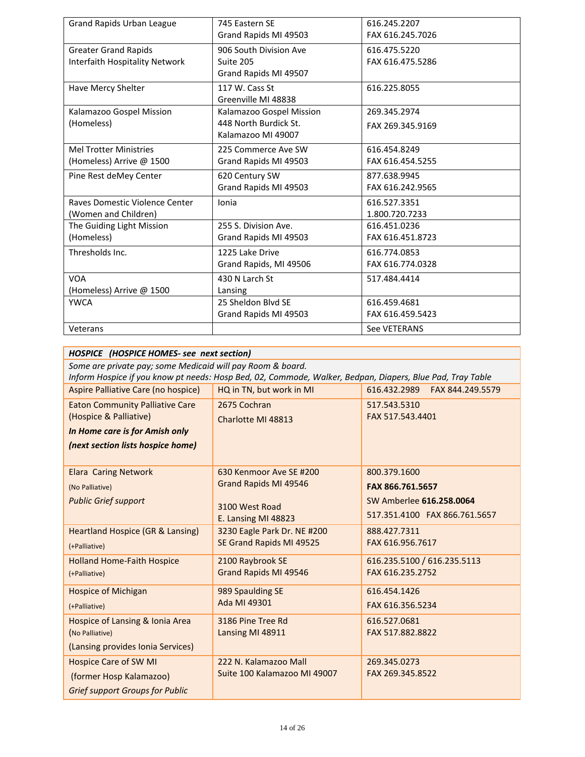| | | |
|---|---|---|
| Grand Rapids Urban League | 745 Eastern SE<br>Grand Rapids MI 49503 | 616.245.2207<br>FAX 616.245.7026 |
| Greater Grand Rapids<br>Interfaith Hospitality Network | 906 South Division Ave<br>Suite 205<br>Grand Rapids MI 49507 | 616.475.5220<br>FAX 616.475.5286 |
| Have Mercy Shelter | 117 W. Cass St<br>Greenville MI 48838 | 616.225.8055 |
| Kalamazoo Gospel Mission<br>(Homeless) | Kalamazoo Gospel Mission<br>448 North Burdick St.<br>Kalamazoo MI 49007 | 269.345.2974<br>FAX 269.345.9169 |
| Mel Trotter Ministries<br>(Homeless) Arrive @ 1500 | 225 Commerce Ave SW<br>Grand Rapids MI 49503 | 616.454.8249<br>FAX 616.454.5255 |
| Pine Rest deMey Center | 620 Century SW<br>Grand Rapids MI 49503 | 877.638.9945<br>FAX 616.242.9565 |
| Raves Domestic Violence Center<br>(Women and Children) | Ionia | 616.527.3351<br>1.800.720.7233 |
| The Guiding Light Mission<br>(Homeless) | 255 S. Division Ave.<br>Grand Rapids MI 49503 | 616.451.0236<br>FAX 616.451.8723 |
| Thresholds Inc. | 1225 Lake Drive<br>Grand Rapids, MI 49506 | 616.774.0853<br>FAX 616.774.0328 |
| VOA<br>(Homeless) Arrive @ 1500 | 430 N Larch St<br>Lansing | 517.484.4414 |
| YWCA | 25 Sheldon Blvd SE<br>Grand Rapids MI 49503 | 616.459.4681<br>FAX 616.459.5423 |
| Veterans | | See VETERANS |

| ***HOSPICE (HOSPICE HOMES- see next section)*** | | |
|---|---|---|
| *Some are private pay; some Medicaid will pay Room & board.*<br>*Inform Hospice if you know pt needs: Hosp Bed, 02, Commode, Walker, Bedpan, Diapers, Blue Pad, Tray Table* | | |
| Aspire Palliative Care (no hospice) | HQ in TN, but work in MI | 616.432.2989 FAX 844.249.5579 |
| Eaton Community Palliative Care<br>(Hospice & Palliative)<br>***In Home care is for Amish only***<br>***(next section lists hospice home)*** | 2675 Cochran<br>Charlotte MI 48813 | 517.543.5310<br>FAX 517.543.4401 |
| Elara Caring Network<br>(No Palliative)<br>*Public Grief support* | 630 Kenmoor Ave SE #200<br>Grand Rapids MI 49546<br><br>3100 West Road<br>E. Lansing MI 48823 | 800.379.1600<br>**FAX 866.761.5657**<br>SW Amberlee **616.258.0064**<br>517.351.4100 FAX 866.761.5657 |
| Heartland Hospice (GR & Lansing)<br>(+Palliative) | 3230 Eagle Park Dr. NE #200<br>SE Grand Rapids MI 49525 | 888.427.7311<br>FAX 616.956.7617 |
| Holland Home-Faith Hospice<br>(+Palliative) | 2100 Raybrook SE<br>Grand Rapids MI 49546 | 616.235.5100 / 616.235.5113<br>FAX 616.235.2752 |
| Hospice of Michigan<br>(+Palliative) | 989 Spaulding SE<br>Ada MI 49301 | 616.454.1426<br>FAX 616.356.5234 |
| Hospice of Lansing & Ionia Area<br>(No Palliative)<br>(Lansing provides Ionia Services) | 3186 Pine Tree Rd<br>Lansing MI 48911 | 616.527.0681<br>FAX 517.882.8822 |
| Hospice Care of SW MI<br>(former Hosp Kalamazoo)<br>*Grief support Groups for Public* | 222 N. Kalamazoo Mall<br>Suite 100 Kalamazoo MI 49007 | 269.345.0273<br>FAX 269.345.8522 |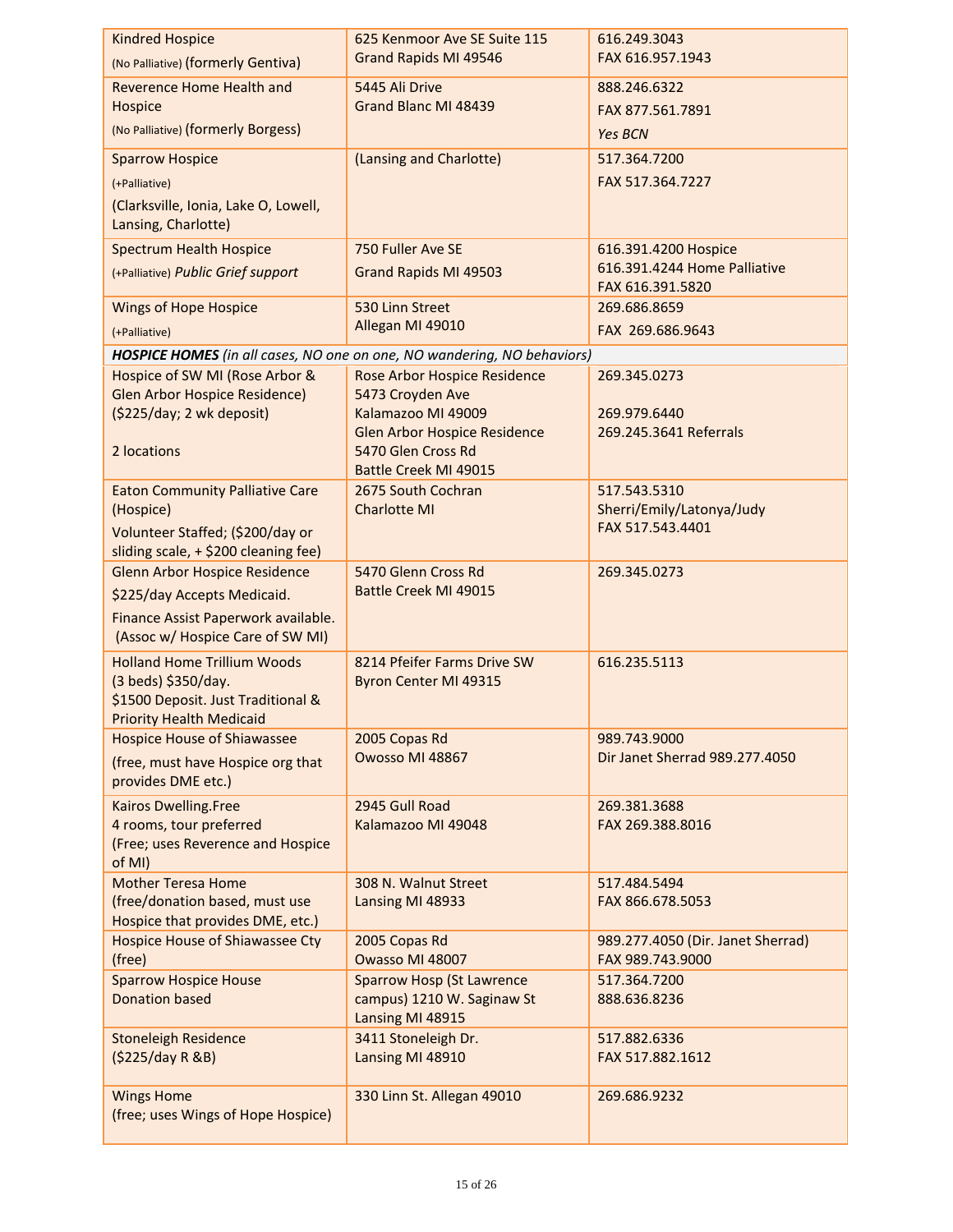| | | |
|---|---|---|
| Kindred Hospice<br>(No Palliative) (formerly Gentiva) | 625 Kenmoor Ave SE Suite 115<br>Grand Rapids MI 49546 | 616.249.3043<br>FAX 616.957.1943 |
| Reverence Home Health and Hospice<br>(No Palliative) (formerly Borgess) | 5445 Ali Drive<br>Grand Blanc MI 48439 | 888.246.6322<br>FAX 877.561.7891<br>*Yes BCN* |
| Sparrow Hospice<br>(+Palliative)<br>(Clarksville, Ionia, Lake O, Lowell, Lansing, Charlotte) | (Lansing and Charlotte) | 517.364.7200<br>FAX 517.364.7227 |
| Spectrum Health Hospice<br>(+Palliative) *Public Grief support* | 750 Fuller Ave SE<br>Grand Rapids MI 49503 | 616.391.4200 Hospice<br>616.391.4244 Home Palliative<br>FAX 616.391.5820 |
| Wings of Hope Hospice<br>(+Palliative) | 530 Linn Street<br>Allegan MI 49010 | 269.686.8659<br>FAX 269.686.9643 |
| ***HOSPICE HOMES*** *(in all cases, NO one on one, NO wandering, NO behaviors)* | | |
| Hospice of SW MI (Rose Arbor & Glen Arbor Hospice Residence)<br>($225/day; 2 wk deposit)<br><br>2 locations | Rose Arbor Hospice Residence<br>5473 Croyden Ave<br>Kalamazoo MI 49009<br>Glen Arbor Hospice Residence<br>5470 Glen Cross Rd<br>Battle Creek MI 49015 | 269.345.0273<br><br>269.979.6440<br>269.245.3641 Referrals |
| Eaton Community Palliative Care (Hospice)<br>Volunteer Staffed; ($200/day or sliding scale, + $200 cleaning fee) | 2675 South Cochran<br>Charlotte MI | 517.543.5310<br>Sherri/Emily/Latonya/Judy<br>FAX 517.543.4401 |
| Glenn Arbor Hospice Residence<br>$225/day Accepts Medicaid.<br>Finance Assist Paperwork available.<br>(Assoc w/ Hospice Care of SW MI) | 5470 Glenn Cross Rd<br>Battle Creek MI 49015 | 269.345.0273 |
| Holland Home Trillium Woods<br>(3 beds) $350/day.<br>$1500 Deposit. Just Traditional & Priority Health Medicaid | 8214 Pfeifer Farms Drive SW<br>Byron Center MI 49315 | 616.235.5113 |
| Hospice House of Shiawassee<br>(free, must have Hospice org that provides DME etc.) | 2005 Copas Rd<br>Owosso MI 48867 | 989.743.9000<br>Dir Janet Sherrad 989.277.4050 |
| Kairos Dwelling.Free<br>4 rooms, tour preferred<br>(Free; uses Reverence and Hospice of MI) | 2945 Gull Road<br>Kalamazoo MI 49048 | 269.381.3688<br>FAX 269.388.8016 |
| Mother Teresa Home<br>(free/donation based, must use Hospice that provides DME, etc.) | 308 N. Walnut Street<br>Lansing MI 48933 | 517.484.5494<br>FAX 866.678.5053 |
| Hospice House of Shiawassee Cty<br>(free) | 2005 Copas Rd<br>Owasso MI 48007 | 989.277.4050 (Dir. Janet Sherrad)<br>FAX 989.743.9000 |
| Sparrow Hospice House<br>Donation based | Sparrow Hosp (St Lawrence campus) 1210 W. Saginaw St<br>Lansing MI 48915 | 517.364.7200<br>888.636.8236 |
| Stoneleigh Residence<br>($225/day R &B) | 3411 Stoneleigh Dr.<br>Lansing MI 48910 | 517.882.6336<br>FAX 517.882.1612 |
| Wings Home<br>(free; uses Wings of Hope Hospice) | 330 Linn St. Allegan 49010 | 269.686.9232 |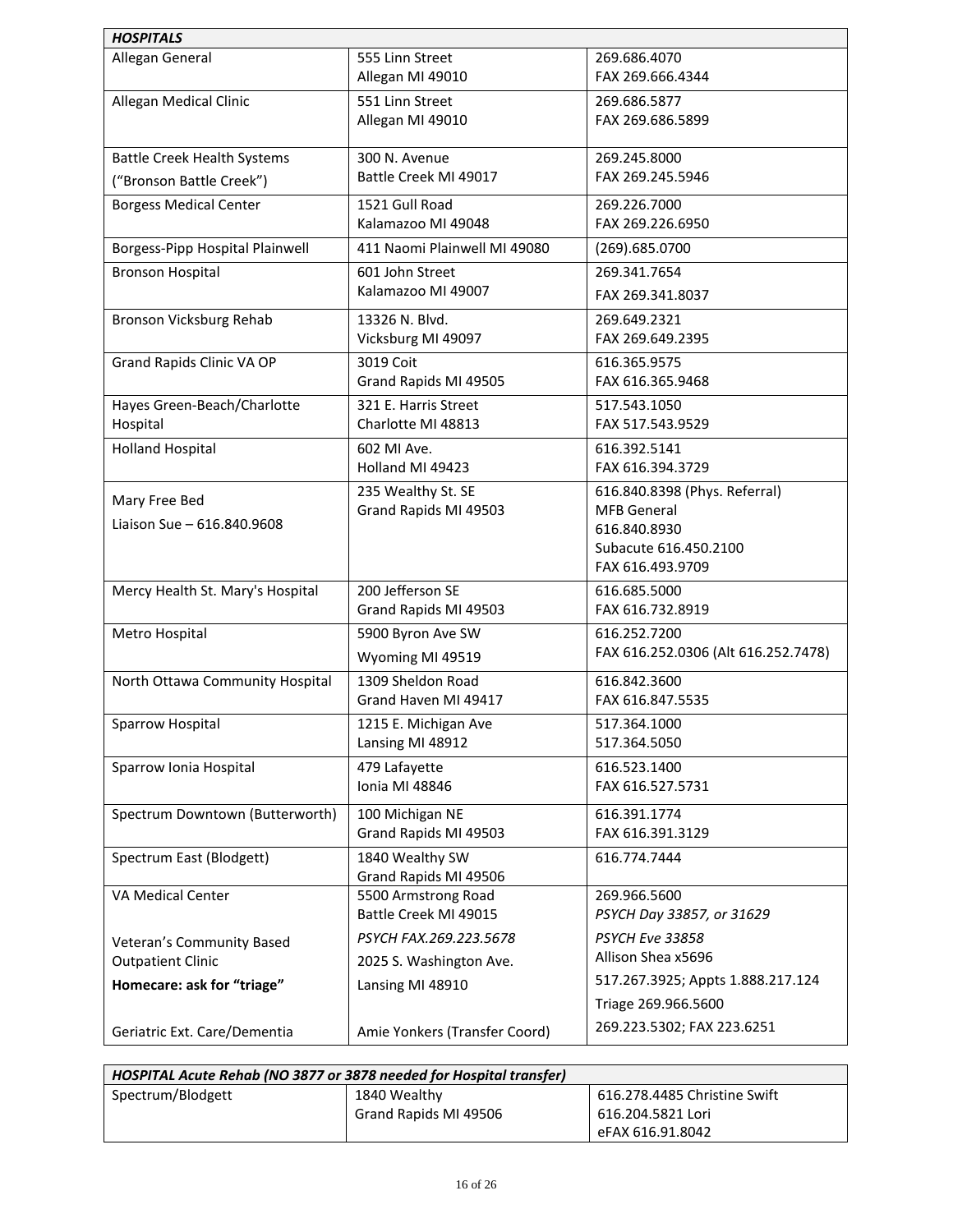| *HOSPITALS* | | |
|---|---|---|
| Allegan General | 555 Linn Street<br>Allegan MI 49010 | 269.686.4070<br>FAX 269.666.4344 |
| Allegan Medical Clinic | 551 Linn Street<br>Allegan MI 49010 | 269.686.5877<br>FAX 269.686.5899 |
| Battle Creek Health Systems<br>("Bronson Battle Creek") | 300 N. Avenue<br>Battle Creek MI 49017 | 269.245.8000<br>FAX 269.245.5946 |
| Borgess Medical Center | 1521 Gull Road<br>Kalamazoo MI 49048 | 269.226.7000<br>FAX 269.226.6950 |
| Borgess-Pipp Hospital Plainwell | 411 Naomi Plainwell MI 49080 | (269).685.0700 |
| Bronson Hospital | 601 John Street<br>Kalamazoo MI 49007 | 269.341.7654<br>FAX 269.341.8037 |
| Bronson Vicksburg Rehab | 13326 N. Blvd.<br>Vicksburg MI 49097 | 269.649.2321<br>FAX 269.649.2395 |
| Grand Rapids Clinic VA OP | 3019 Coit<br>Grand Rapids MI 49505 | 616.365.9575<br>FAX 616.365.9468 |
| Hayes Green-Beach/Charlotte Hospital | 321 E. Harris Street<br>Charlotte MI 48813 | 517.543.1050<br>FAX 517.543.9529 |
| Holland Hospital | 602 MI Ave.<br>Holland MI 49423 | 616.392.5141<br>FAX 616.394.3729 |
| Mary Free Bed<br>Liaison Sue – 616.840.9608 | 235 Wealthy St. SE<br>Grand Rapids MI 49503 | 616.840.8398 (Phys. Referral)<br>MFB General<br>616.840.8930<br>Subacute 616.450.2100<br>FAX 616.493.9709 |
| Mercy Health St. Mary's Hospital | 200 Jefferson SE<br>Grand Rapids MI 49503 | 616.685.5000<br>FAX 616.732.8919 |
| Metro Hospital | 5900 Byron Ave SW<br>Wyoming MI 49519 | 616.252.7200<br>FAX 616.252.0306 (Alt 616.252.7478) |
| North Ottawa Community Hospital | 1309 Sheldon Road<br>Grand Haven MI 49417 | 616.842.3600<br>FAX 616.847.5535 |
| Sparrow Hospital | 1215 E. Michigan Ave<br>Lansing MI 48912 | 517.364.1000<br>517.364.5050 |
| Sparrow Ionia Hospital | 479 Lafayette<br>Ionia MI 48846 | 616.523.1400<br>FAX 616.527.5731 |
| Spectrum Downtown (Butterworth) | 100 Michigan NE<br>Grand Rapids MI 49503 | 616.391.1774<br>FAX 616.391.3129 |
| Spectrum East (Blodgett) | 1840 Wealthy SW<br>Grand Rapids MI 49506 | 616.774.7444 |
| VA Medical Center<br><br>Veteran's Community Based Outpatient Clinic<br>**Homecare: ask for "triage"**<br><br>Geriatric Ext. Care/Dementia | 5500 Armstrong Road<br>Battle Creek MI 49015<br>*PSYCH FAX.269.223.5678*<br>2025 S. Washington Ave.<br>Lansing MI 48910<br><br>Amie Yonkers (Transfer Coord) | 269.966.5600<br>*PSYCH Day 33857, or 31629*<br>*PSYCH Eve 33858*<br>Allison Shea x5696<br>517.267.3925; Appts 1.888.217.124<br>Triage 269.966.5600<br>269.223.5302; FAX 223.6251 |

| *HOSPITAL Acute Rehab (NO 3877 or 3878 needed for Hospital transfer)* | | |
|---|---|---|
| Spectrum/Blodgett | 1840 Wealthy<br>Grand Rapids MI 49506 | 616.278.4485 Christine Swift<br>616.204.5821 Lori<br>eFAX 616.91.8042 |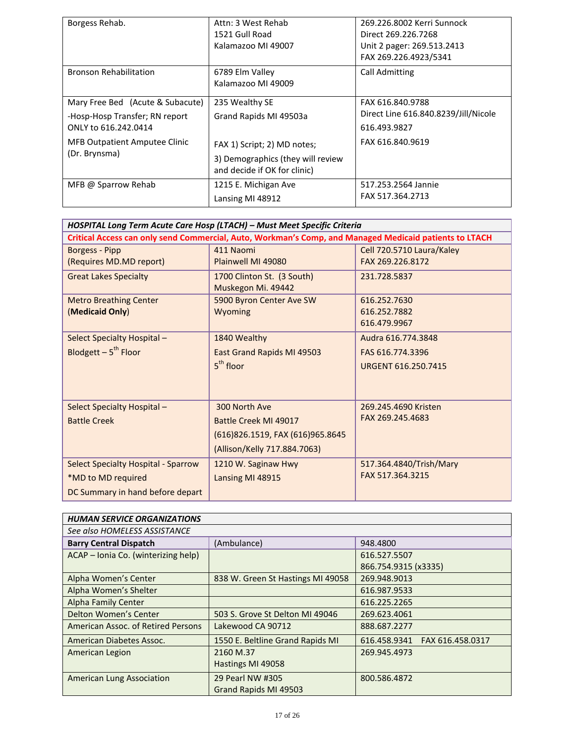| | | |
|---|---|---|
| Borgess Rehab. | Attn: 3 West Rehab<br>1521 Gull Road<br>Kalamazoo MI 49007 | 269.226.8002 Kerri Sunnock<br>Direct 269.226.7268<br>Unit 2 pager: 269.513.2413<br>FAX 269.226.4923/5341 |
| Bronson Rehabilitation | 6789 Elm Valley<br>Kalamazoo MI 49009 | Call Admitting |
| Mary Free Bed (Acute & Subacute)<br>-Hosp-Hosp Transfer; RN report ONLY to 616.242.0414<br>MFB Outpatient Amputee Clinic (Dr. Brynsma) | 235 Wealthy SE<br>Grand Rapids MI 49503a<br>FAX 1) Script; 2) MD notes;<br>3) Demographics (they will review and decide if OK for clinic) | FAX 616.840.9788<br>Direct Line 616.840.8239/Jill/Nicole<br>616.493.9827<br>FAX 616.840.9619 |
| MFB @ Sparrow Rehab | 1215 E. Michigan Ave<br>Lansing MI 48912 | 517.253.2564 Jannie<br>FAX 517.364.2713 |

| ***HOSPITAL Long Term Acute Care Hosp (LTACH) – Must Meet Specific Criteria*** | | |
|---|---|---|
| **Critical Access can only send Commercial, Auto, Workman's Comp, and Managed Medicaid patients to LTACH** | | |
| Borgess - Pipp<br>(Requires MD.MD report) | 411 Naomi<br>Plainwell MI 49080 | Cell 720.5710 Laura/Kaley<br>FAX 269.226.8172 |
| Great Lakes Specialty | 1700 Clinton St. (3 South)<br>Muskegon Mi. 49442 | 231.728.5837 |
| Metro Breathing Center<br>(**Medicaid Only**) | 5900 Byron Center Ave SW<br>Wyoming | 616.252.7630<br>616.252.7882<br>616.479.9967 |
| Select Specialty Hospital –<br>Blodgett – 5th Floor | 1840 Wealthy<br>East Grand Rapids MI 49503<br>5th floor | Audra 616.774.3848<br>FAS 616.774.3396<br>URGENT 616.250.7415 |
| Select Specialty Hospital –<br>Battle Creek | 300 North Ave<br>Battle Creek MI 49017<br>(616)826.1519, FAX (616)965.8645<br>(Allison/Kelly 717.884.7063) | 269.245.4690 Kristen<br>FAX 269.245.4683 |
| Select Specialty Hospital - Sparrow<br>*MD to MD required<br>DC Summary in hand before depart | 1210 W. Saginaw Hwy<br>Lansing MI 48915 | 517.364.4840/Trish/Mary<br>FAX 517.364.3215 |

| ***HUMAN SERVICE ORGANIZATIONS*** | | |
|---|---|---|
| *See also HOMELESS ASSISTANCE* | | |
| **Barry Central Dispatch** | (Ambulance) | 948.4800 |
| ACAP – Ionia Co. (winterizing help) | | 616.527.5507<br>866.754.9315 (x3335) |
| Alpha Women's Center | 838 W. Green St Hastings MI 49058 | 269.948.9013 |
| Alpha Women's Shelter | | 616.987.9533 |
| Alpha Family Center | | 616.225.2265 |
| Delton Women's Center | 503 S. Grove St Delton MI 49046 | 269.623.4061 |
| American Assoc. of Retired Persons | Lakewood CA 90712 | 888.687.2277 |
| American Diabetes Assoc. | 1550 E. Beltline Grand Rapids MI | 616.458.9341 FAX 616.458.0317 |
| American Legion | 2160 M.37<br>Hastings MI 49058 | 269.945.4973 |
| American Lung Association | 29 Pearl NW #305<br>Grand Rapids MI 49503 | 800.586.4872 |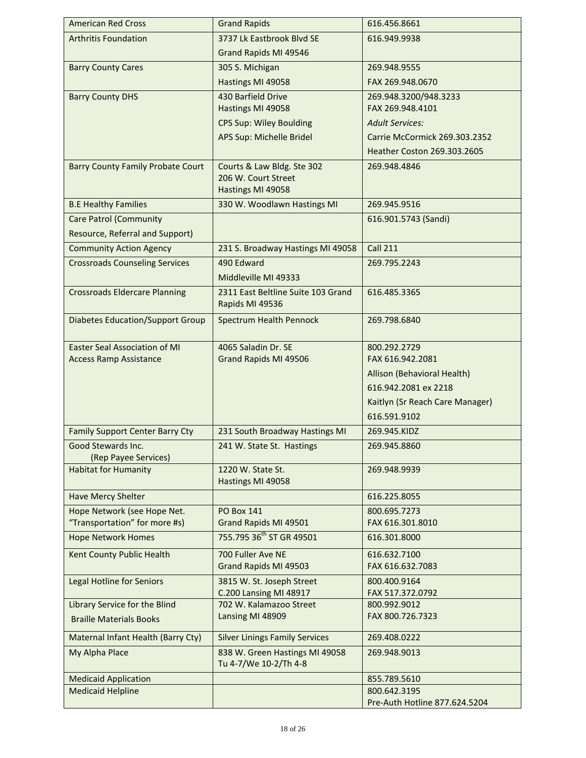| American Red Cross | Grand Rapids | 616.456.8661 |
|---|---|---|
| Arthritis Foundation | 3737 Lk Eastbrook Blvd SE<br>Grand Rapids MI 49546 | 616.949.9938 |
| Barry County Cares | 305 S. Michigan<br>Hastings MI 49058 | 269.948.9555<br>FAX 269.948.0670 |
| Barry County DHS | 430 Barfield Drive<br>Hastings MI 49058<br>CPS Sup: Wiley Boulding<br>APS Sup: Michelle Bridel | 269.948.3200/948.3233<br>FAX 269.948.4101<br>*Adult Services:*<br>Carrie McCormick 269.303.2352<br>Heather Coston 269.303.2605 |
| Barry County Family Probate Court | Courts & Law Bldg. Ste 302<br>206 W. Court Street<br>Hastings MI 49058 | 269.948.4846 |
| B.E Healthy Families | 330 W. Woodlawn Hastings MI | 269.945.9516 |
| Care Patrol (Community Resource, Referral and Support) | | 616.901.5743 (Sandi) |
| Community Action Agency | 231 S. Broadway Hastings MI 49058 | Call 211 |
| Crossroads Counseling Services | 490 Edward<br>Middleville MI 49333 | 269.795.2243 |
| Crossroads Eldercare Planning | 2311 East Beltline Suite 103 Grand Rapids MI 49536 | 616.485.3365 |
| Diabetes Education/Support Group | Spectrum Health Pennock | 269.798.6840 |
| Easter Seal Association of MI<br>Access Ramp Assistance | 4065 Saladin Dr. SE<br>Grand Rapids MI 49506 | 800.292.2729<br>FAX 616.942.2081<br>Allison (Behavioral Health)<br>616.942.2081 ex 2218<br>Kaitlyn (Sr Reach Care Manager)<br>616.591.9102 |
| Family Support Center Barry Cty | 231 South Broadway Hastings MI | 269.945.KIDZ |
| Good Stewards Inc.<br>(Rep Payee Services) | 241 W. State St. Hastings | 269.945.8860 |
| Habitat for Humanity | 1220 W. State St.<br>Hastings MI 49058 | 269.948.9939 |
| Have Mercy Shelter | | 616.225.8055 |
| Hope Network (see Hope Net. "Transportation" for more #s) | PO Box 141<br>Grand Rapids MI 49501 | 800.695.7273<br>FAX 616.301.8010 |
| Hope Network Homes | 755.795 36th ST GR 49501 | 616.301.8000 |
| Kent County Public Health | 700 Fuller Ave NE<br>Grand Rapids MI 49503 | 616.632.7100<br>FAX 616.632.7083 |
| Legal Hotline for Seniors | 3815 W. St. Joseph Street<br>C.200 Lansing MI 48917 | 800.400.9164<br>FAX 517.372.0792 |
| Library Service for the Blind<br>Braille Materials Books | 702 W. Kalamazoo Street<br>Lansing MI 48909 | 800.992.9012<br>FAX 800.726.7323 |
| Maternal Infant Health (Barry Cty) | Silver Linings Family Services | 269.408.0222 |
| My Alpha Place | 838 W. Green Hastings MI 49058<br>Tu 4-7/We 10-2/Th 4-8 | 269.948.9013 |
| Medicaid Application | | 855.789.5610 |
| Medicaid Helpline | | 800.642.3195<br>Pre-Auth Hotline 877.624.5204 |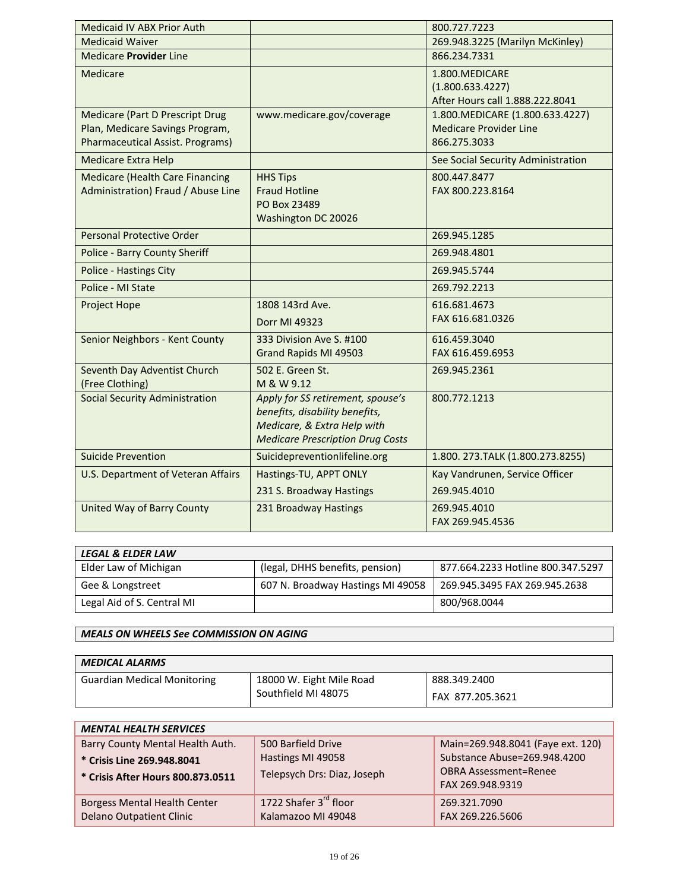| | | |
|---|---|---|
| Medicaid IV ABX Prior Auth | | 800.727.7223 |
| Medicaid Waiver | | 269.948.3225 (Marilyn McKinley) |
| Medicare **Provider** Line | | 866.234.7331 |
| Medicare | | 1.800.MEDICARE (1.800.633.4227) After Hours call 1.888.222.8041 |
| Medicare (Part D Prescript Drug Plan, Medicare Savings Program, Pharmaceutical Assist. Programs) | www.medicare.gov/coverage | 1.800.MEDICARE (1.800.633.4227) Medicare Provider Line 866.275.3033 |
| Medicare Extra Help | | See Social Security Administration |
| Medicare (Health Care Financing Administration) Fraud / Abuse Line | HHS Tips Fraud Hotline PO Box 23489 Washington DC 20026 | 800.447.8477 FAX 800.223.8164 |
| Personal Protective Order | | 269.945.1285 |
| Police - Barry County Sheriff | | 269.948.4801 |
| Police - Hastings City | | 269.945.5744 |
| Police - MI State | | 269.792.2213 |
| Project Hope | 1808 143rd Ave. Dorr MI 49323 | 616.681.4673 FAX 616.681.0326 |
| Senior Neighbors - Kent County | 333 Division Ave S. #100 Grand Rapids MI 49503 | 616.459.3040 FAX 616.459.6953 |
| Seventh Day Adventist Church (Free Clothing) | 502 E. Green St. M & W 9.12 | 269.945.2361 |
| Social Security Administration | *Apply for SS retirement, spouse's benefits, disability benefits, Medicare, & Extra Help with Medicare Prescription Drug Costs* | 800.772.1213 |
| Suicide Prevention | Suicidepreventionlifeline.org | 1.800. 273.TALK (1.800.273.8255) |
| U.S. Department of Veteran Affairs | Hastings-TU, APPT ONLY 231 S. Broadway Hastings | Kay Vandrunen, Service Officer 269.945.4010 |
| United Way of Barry County | 231 Broadway Hastings | 269.945.4010 FAX 269.945.4536 |

| ***LEGAL & ELDER LAW*** | | |
|---|---|---|
| Elder Law of Michigan | (legal, DHHS benefits, pension) | 877.664.2233 Hotline 800.347.5297 |
| Gee & Longstreet | 607 N. Broadway Hastings MI 49058 | 269.945.3495 FAX 269.945.2638 |
| Legal Aid of S. Central MI | | 800/968.0044 |

***MEALS ON WHEELS See COMMISSION ON AGING***

| ***MEDICAL ALARMS*** | | |
|---|---|---|
| Guardian Medical Monitoring | 18000 W. Eight Mile Road Southfield MI 48075 | 888.349.2400 FAX 877.205.3621 |

| ***MENTAL HEALTH SERVICES*** | | |
|---|---|---|
| Barry County Mental Health Auth. **\* Crisis Line 269.948.8041** **\* Crisis After Hours 800.873.0511** | 500 Barfield Drive Hastings MI 49058 Telepsych Drs: Diaz, Joseph | Main=269.948.8041 (Faye ext. 120) Substance Abuse=269.948.4200 OBRA Assessment=Renee FAX 269.948.9319 |
| Borgess Mental Health Center Delano Outpatient Clinic | 1722 Shafer 3rd floor Kalamazoo MI 49048 | 269.321.7090 FAX 269.226.5606 |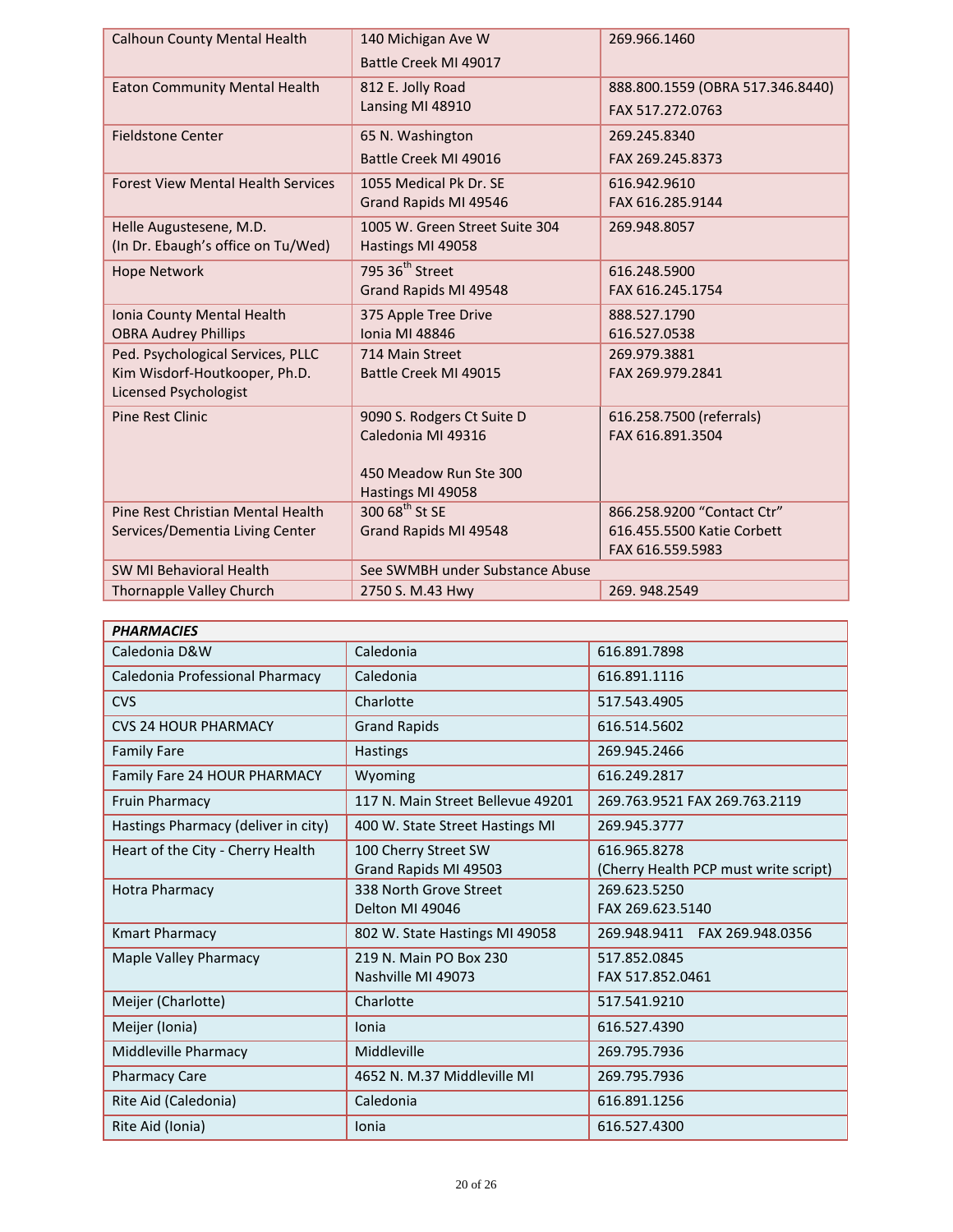| | | |
|---|---|---|
| Calhoun County Mental Health | 140 Michigan Ave W<br>Battle Creek MI 49017 | 269.966.1460 |
| Eaton Community Mental Health | 812 E. Jolly Road<br>Lansing MI 48910 | 888.800.1559 (OBRA 517.346.8440)<br>FAX 517.272.0763 |
| Fieldstone Center | 65 N. Washington<br>Battle Creek MI 49016 | 269.245.8340<br>FAX 269.245.8373 |
| Forest View Mental Health Services | 1055 Medical Pk Dr. SE<br>Grand Rapids MI 49546 | 616.942.9610<br>FAX 616.285.9144 |
| Helle Augustesene, M.D.<br>(In Dr. Ebaugh's office on Tu/Wed) | 1005 W. Green Street Suite 304<br>Hastings MI 49058 | 269.948.8057 |
| Hope Network | 795 36th Street<br>Grand Rapids MI 49548 | 616.248.5900<br>FAX 616.245.1754 |
| Ionia County Mental Health<br>OBRA Audrey Phillips | 375 Apple Tree Drive<br>Ionia MI 48846 | 888.527.1790<br>616.527.0538 |
| Ped. Psychological Services, PLLC<br>Kim Wisdorf-Houtkooper, Ph.D.<br>Licensed Psychologist | 714 Main Street<br>Battle Creek MI 49015 | 269.979.3881<br>FAX 269.979.2841 |
| Pine Rest Clinic | 9090 S. Rodgers Ct Suite D<br>Caledonia MI 49316<br><br>450 Meadow Run Ste 300<br>Hastings MI 49058 | 616.258.7500 (referrals)<br>FAX 616.891.3504 |
| Pine Rest Christian Mental Health Services/Dementia Living Center | 300 68th St SE<br>Grand Rapids MI 49548 | 866.258.9200 "Contact Ctr"<br>616.455.5500 Katie Corbett<br>FAX 616.559.5983 |
| SW MI Behavioral Health | See SWMBH under Substance Abuse | |
| Thornapple Valley Church | 2750 S. M.43 Hwy | 269. 948.2549 |

| ***PHARMACIES*** | | |
|---|---|---|
| Caledonia D&W | Caledonia | 616.891.7898 |
| Caledonia Professional Pharmacy | Caledonia | 616.891.1116 |
| CVS | Charlotte | 517.543.4905 |
| CVS 24 HOUR PHARMACY | Grand Rapids | 616.514.5602 |
| Family Fare | Hastings | 269.945.2466 |
| Family Fare 24 HOUR PHARMACY | Wyoming | 616.249.2817 |
| Fruin Pharmacy | 117 N. Main Street Bellevue 49201 | 269.763.9521 FAX 269.763.2119 |
| Hastings Pharmacy (deliver in city) | 400 W. State Street Hastings MI | 269.945.3777 |
| Heart of the City - Cherry Health | 100 Cherry Street SW<br>Grand Rapids MI 49503 | 616.965.8278<br>(Cherry Health PCP must write script) |
| Hotra Pharmacy | 338 North Grove Street<br>Delton MI 49046 | 269.623.5250<br>FAX 269.623.5140 |
| Kmart Pharmacy | 802 W. State Hastings MI 49058 | 269.948.9411 FAX 269.948.0356 |
| Maple Valley Pharmacy | 219 N. Main PO Box 230<br>Nashville MI 49073 | 517.852.0845<br>FAX 517.852.0461 |
| Meijer (Charlotte) | Charlotte | 517.541.9210 |
| Meijer (Ionia) | Ionia | 616.527.4390 |
| Middleville Pharmacy | Middleville | 269.795.7936 |
| Pharmacy Care | 4652 N. M.37 Middleville MI | 269.795.7936 |
| Rite Aid (Caledonia) | Caledonia | 616.891.1256 |
| Rite Aid (Ionia) | Ionia | 616.527.4300 |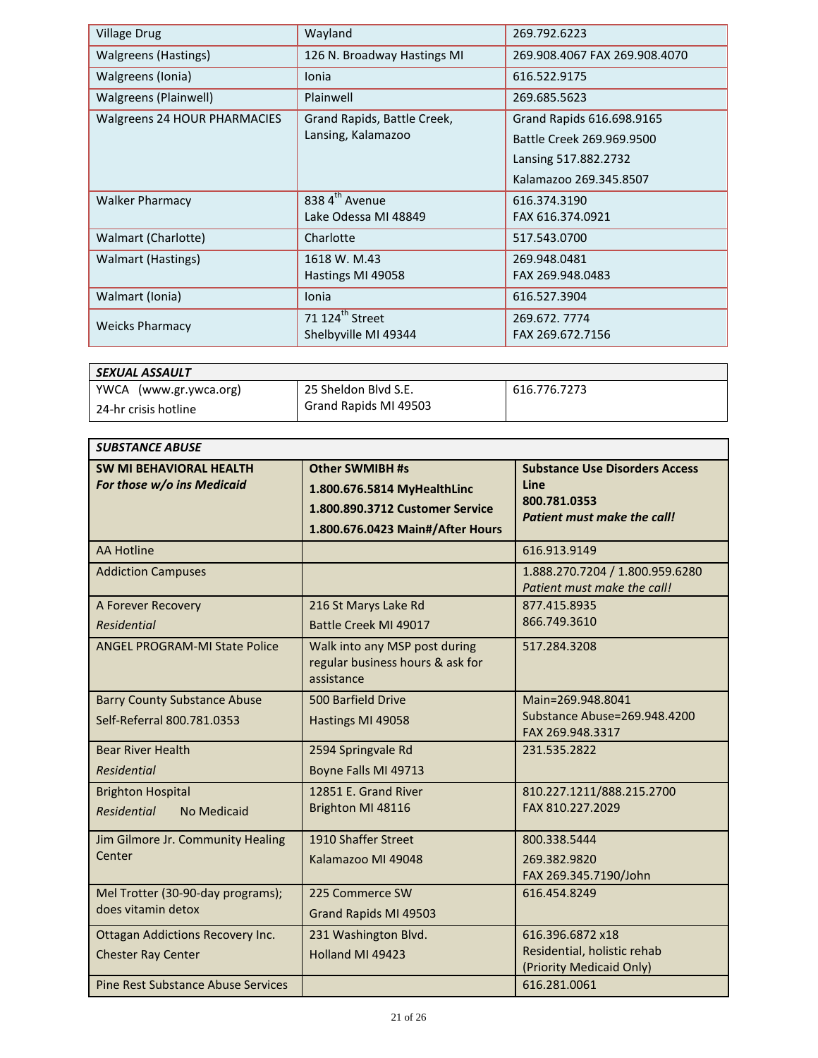| Village Drug | Wayland | 269.792.6223 |
|---|---|---|
| Walgreens (Hastings) | 126 N. Broadway Hastings MI | 269.908.4067 FAX 269.908.4070 |
| Walgreens (Ionia) | Ionia | 616.522.9175 |
| Walgreens (Plainwell) | Plainwell | 269.685.5623 |
| Walgreens 24 HOUR PHARMACIES | Grand Rapids, Battle Creek, Lansing, Kalamazoo | Grand Rapids 616.698.9165<br>Battle Creek 269.969.9500<br>Lansing 517.882.2732<br>Kalamazoo 269.345.8507 |
| Walker Pharmacy | 838 4th Avenue<br>Lake Odessa MI 48849 | 616.374.3190<br>FAX 616.374.0921 |
| Walmart (Charlotte) | Charlotte | 517.543.0700 |
| Walmart (Hastings) | 1618 W. M.43<br>Hastings MI 49058 | 269.948.0481<br>FAX 269.948.0483 |
| Walmart (Ionia) | Ionia | 616.527.3904 |
| Weicks Pharmacy | 71 124th Street<br>Shelbyville MI 49344 | 269.672. 7774<br>FAX 269.672.7156 |

| ***SEXUAL ASSAULT*** | | |
|---|---|---|
| YWCA (www.gr.ywca.org)<br>24-hr crisis hotline | 25 Sheldon Blvd S.E.<br>Grand Rapids MI 49503 | 616.776.7273 |

| ***SUBSTANCE ABUSE*** | | |
|---|---|---|
| **SW MI BEHAVIORAL HEALTH**<br>***For those w/o ins Medicaid*** | **Other SWMIBH #s**<br>**1.800.676.5814 MyHealthLinc**<br>**1.800.890.3712 Customer Service**<br>**1.800.676.0423 Main#/After Hours** | **Substance Use Disorders Access Line**<br>**800.781.0353**<br>***Patient must make the call!*** |
| AA Hotline | | 616.913.9149 |
| Addiction Campuses | | 1.888.270.7204 / 1.800.959.6280<br>*Patient must make the call!* |
| A Forever Recovery<br>*Residential* | 216 St Marys Lake Rd<br>Battle Creek MI 49017 | 877.415.8935<br>866.749.3610 |
| ANGEL PROGRAM-MI State Police | Walk into any MSP post during regular business hours & ask for assistance | 517.284.3208 |
| Barry County Substance Abuse<br>Self-Referral 800.781.0353 | 500 Barfield Drive<br>Hastings MI 49058 | Main=269.948.8041<br>Substance Abuse=269.948.4200<br>FAX 269.948.3317 |
| Bear River Health<br>*Residential* | 2594 Springvale Rd<br>Boyne Falls MI 49713 | 231.535.2822 |
| Brighton Hospital<br>*Residential* No Medicaid | 12851 E. Grand River<br>Brighton MI 48116 | 810.227.1211/888.215.2700<br>FAX 810.227.2029 |
| Jim Gilmore Jr. Community Healing Center | 1910 Shaffer Street<br>Kalamazoo MI 49048 | 800.338.5444<br>269.382.9820<br>FAX 269.345.7190/John |
| Mel Trotter (30-90-day programs); does vitamin detox | 225 Commerce SW<br>Grand Rapids MI 49503 | 616.454.8249 |
| Ottagan Addictions Recovery Inc.<br>Chester Ray Center | 231 Washington Blvd.<br>Holland MI 49423 | 616.396.6872 x18<br>Residential, holistic rehab<br>(Priority Medicaid Only) |
| Pine Rest Substance Abuse Services | | 616.281.0061 |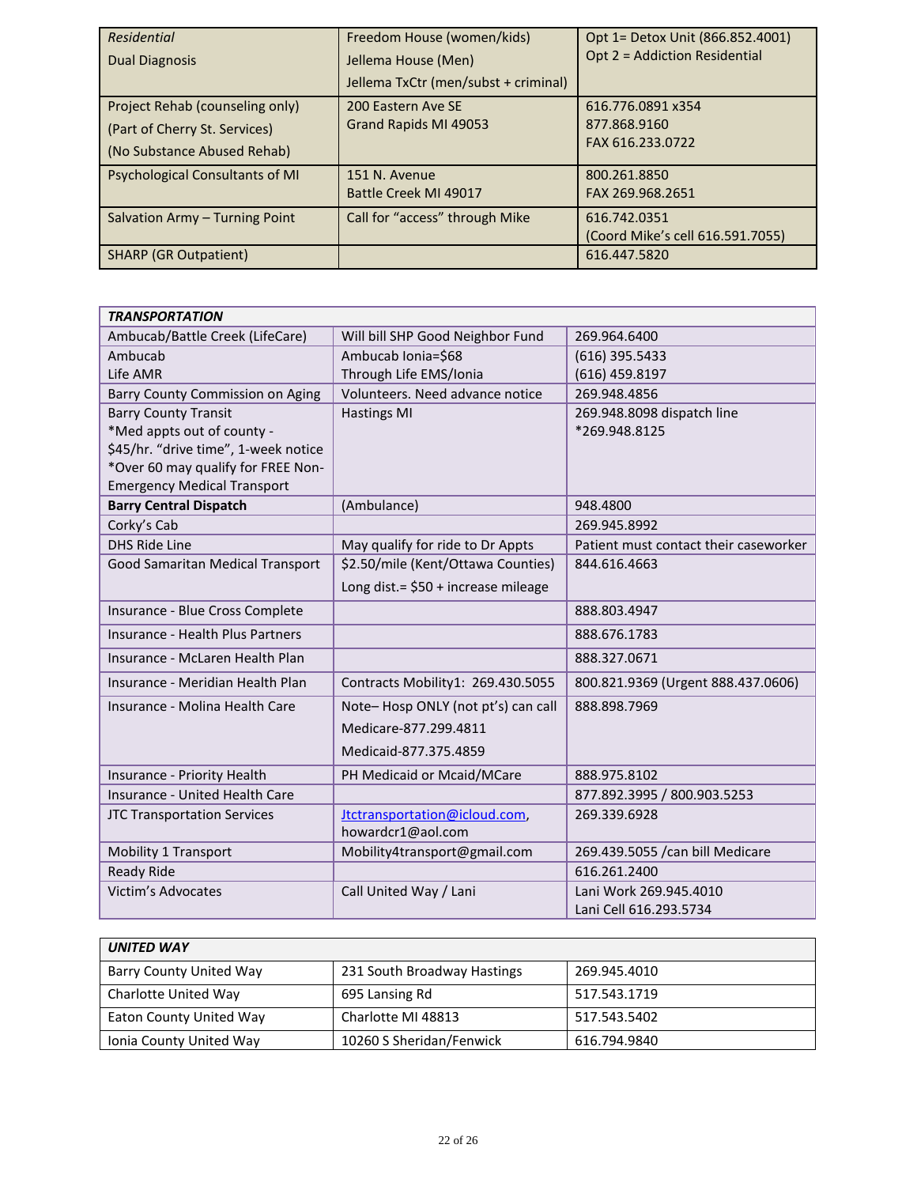| | | |
|---|---|---|
| *Residential*<br>Dual Diagnosis | Freedom House (women/kids)<br>Jellema House (Men)<br>Jellema TxCtr (men/subst + criminal) | Opt 1= Detox Unit (866.852.4001)<br>Opt 2 = Addiction Residential |
| Project Rehab (counseling only)<br>(Part of Cherry St. Services)<br>(No Substance Abused Rehab) | 200 Eastern Ave SE<br>Grand Rapids MI 49053 | 616.776.0891 x354<br>877.868.9160<br>FAX 616.233.0722 |
| Psychological Consultants of MI | 151 N. Avenue<br>Battle Creek MI 49017 | 800.261.8850<br>FAX 269.968.2651 |
| Salvation Army – Turning Point | Call for "access" through Mike | 616.742.0351<br>(Coord Mike's cell 616.591.7055) |
| SHARP (GR Outpatient) | | 616.447.5820 |

| ***TRANSPORTATION*** | | |
|---|---|---|
| Ambucab/Battle Creek (LifeCare) | Will bill SHP Good Neighbor Fund | 269.964.6400 |
| Ambucab<br>Life AMR | Ambucab Ionia=$68<br>Through Life EMS/Ionia | (616) 395.5433<br>(616) 459.8197 |
| Barry County Commission on Aging | Volunteers. Need advance notice | 269.948.4856 |
| Barry County Transit<br>*Med appts out of county - $45/hr. "drive time", 1-week notice<br>*Over 60 may qualify for FREE Non-Emergency Medical Transport | Hastings MI | 269.948.8098 dispatch line<br>*269.948.8125 |
| **Barry Central Dispatch** | (Ambulance) | 948.4800 |
| Corky's Cab | | 269.945.8992 |
| DHS Ride Line | May qualify for ride to Dr Appts | Patient must contact their caseworker |
| Good Samaritan Medical Transport | $2.50/mile (Kent/Ottawa Counties)<br>Long dist.= $50 + increase mileage | 844.616.4663 |
| Insurance - Blue Cross Complete | | 888.803.4947 |
| Insurance - Health Plus Partners | | 888.676.1783 |
| Insurance - McLaren Health Plan | | 888.327.0671 |
| Insurance - Meridian Health Plan | Contracts Mobility1: 269.430.5055 | 800.821.9369 (Urgent 888.437.0606) |
| Insurance - Molina Health Care | Note– Hosp ONLY (not pt's) can call<br>Medicare-877.299.4811<br>Medicaid-877.375.4859 | 888.898.7969 |
| Insurance - Priority Health | PH Medicaid or Mcaid/MCare | 888.975.8102 |
| Insurance - United Health Care | | 877.892.3995 / 800.903.5253 |
| JTC Transportation Services | Jtctransportation@icloud.com,<br>howardcr1@aol.com | 269.339.6928 |
| Mobility 1 Transport | Mobility4transport@gmail.com | 269.439.5055 /can bill Medicare |
| Ready Ride | | 616.261.2400 |
| Victim's Advocates | Call United Way / Lani | Lani Work 269.945.4010<br>Lani Cell 616.293.5734 |

| ***UNITED WAY*** | | |
|---|---|---|
| Barry County United Way | 231 South Broadway Hastings | 269.945.4010 |
| Charlotte United Way | 695 Lansing Rd | 517.543.1719 |
| Eaton County United Way | Charlotte MI 48813 | 517.543.5402 |
| Ionia County United Way | 10260 S Sheridan/Fenwick | 616.794.9840 |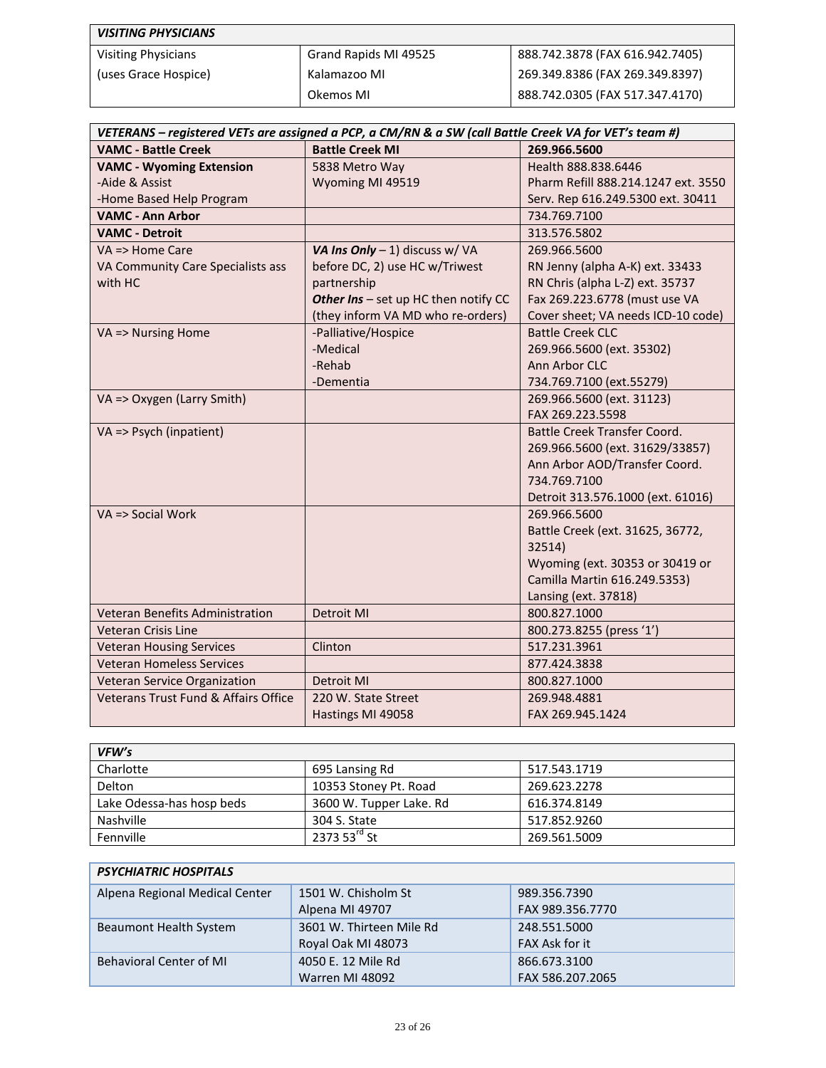| ***VISITING PHYSICIANS*** | | |
|---|---|---|
| Visiting Physicians<br>(uses Grace Hospice) | Grand Rapids MI 49525<br>Kalamazoo MI<br>Okemos MI | 888.742.3878 (FAX 616.942.7405)<br>269.349.8386 (FAX 269.349.8397)<br>888.742.0305 (FAX 517.347.4170) |

| ***VETERANS – registered VETs are assigned a PCP, a CM/RN & a SW (call Battle Creek VA for VET's team #)*** | | |
|---|---|---|
| **VAMC - Battle Creek** | **Battle Creek MI** | **269.966.5600** |
| **VAMC - Wyoming Extension**<br>-Aide & Assist<br>-Home Based Help Program | 5838 Metro Way<br>Wyoming MI 49519 | Health 888.838.6446<br>Pharm Refill 888.214.1247 ext. 3550<br>Serv. Rep 616.249.5300 ext. 30411 |
| **VAMC - Ann Arbor** | | 734.769.7100 |
| **VAMC - Detroit** | | 313.576.5802 |
| VA => Home Care<br>VA Community Care Specialists ass with HC | ***VA Ins Only*** – 1) discuss w/ VA before DC, 2) use HC w/Triwest partnership<br>***Other Ins*** – set up HC then notify CC (they inform VA MD who re-orders) | 269.966.5600<br>RN Jenny (alpha A-K) ext. 33433<br>RN Chris (alpha L-Z) ext. 35737<br>Fax 269.223.6778 (must use VA Cover sheet; VA needs ICD-10 code) |
| VA => Nursing Home | -Palliative/Hospice<br>-Medical<br>-Rehab<br>-Dementia | Battle Creek CLC<br>269.966.5600 (ext. 35302)<br>Ann Arbor CLC<br>734.769.7100 (ext.55279) |
| VA => Oxygen (Larry Smith) | | 269.966.5600 (ext. 31123)<br>FAX 269.223.5598 |
| VA => Psych (inpatient) | | Battle Creek Transfer Coord.<br>269.966.5600 (ext. 31629/33857)<br>Ann Arbor AOD/Transfer Coord.<br>734.769.7100<br>Detroit 313.576.1000 (ext. 61016) |
| VA => Social Work | | 269.966.5600<br>Battle Creek (ext. 31625, 36772, 32514)<br>Wyoming (ext. 30353 or 30419 or Camilla Martin 616.249.5353)<br>Lansing (ext. 37818) |
| Veteran Benefits Administration | Detroit MI | 800.827.1000 |
| Veteran Crisis Line | | 800.273.8255 (press '1') |
| Veteran Housing Services | Clinton | 517.231.3961 |
| Veteran Homeless Services | | 877.424.3838 |
| Veteran Service Organization | Detroit MI | 800.827.1000 |
| Veterans Trust Fund & Affairs Office | 220 W. State Street<br>Hastings MI 49058 | 269.948.4881<br>FAX 269.945.1424 |

| ***VFW's*** | | |
|---|---|---|
| Charlotte | 695 Lansing Rd | 517.543.1719 |
| Delton | 10353 Stoney Pt. Road | 269.623.2278 |
| Lake Odessa-has hosp beds | 3600 W. Tupper Lake. Rd | 616.374.8149 |
| Nashville | 304 S. State | 517.852.9260 |
| Fennville | 2373 53rd St | 269.561.5009 |

| ***PSYCHIATRIC HOSPITALS*** | | |
|---|---|---|
| Alpena Regional Medical Center | 1501 W. Chisholm St<br>Alpena MI 49707 | 989.356.7390<br>FAX 989.356.7770 |
| Beaumont Health System | 3601 W. Thirteen Mile Rd<br>Royal Oak MI 48073 | 248.551.5000<br>FAX Ask for it |
| Behavioral Center of MI | 4050 E. 12 Mile Rd<br>Warren MI 48092 | 866.673.3100<br>FAX 586.207.2065 |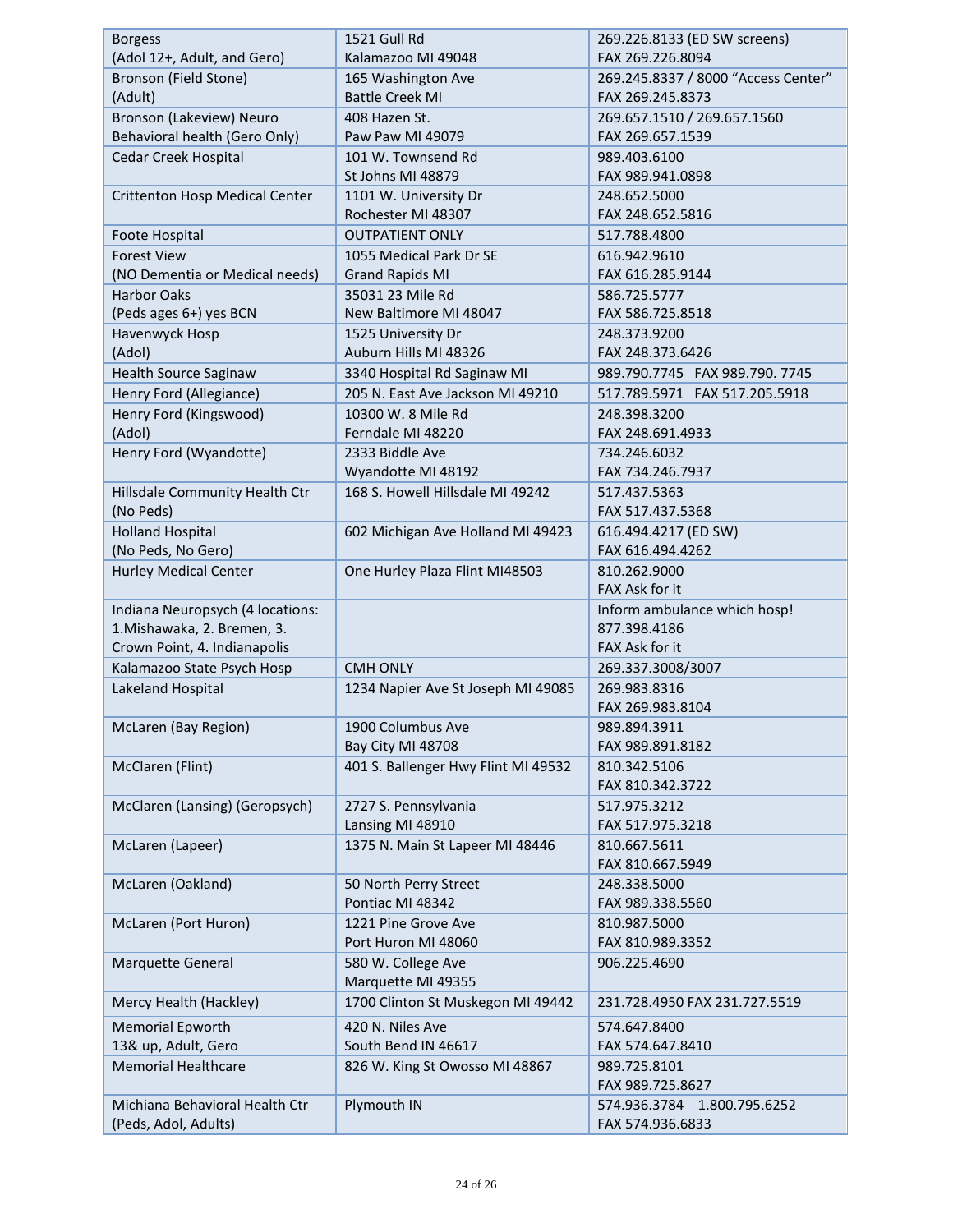| | | |
|---|---|---|
| Borgess (Adol 12+, Adult, and Gero) | 1521 Gull Rd Kalamazoo MI 49048 | 269.226.8133 (ED SW screens) FAX 269.226.8094 |
| Bronson (Field Stone) (Adult) | 165 Washington Ave Battle Creek MI | 269.245.8337 / 8000 "Access Center" FAX 269.245.8373 |
| Bronson (Lakeview) Neuro Behavioral health (Gero Only) | 408 Hazen St. Paw Paw MI 49079 | 269.657.1510 / 269.657.1560 FAX 269.657.1539 |
| Cedar Creek Hospital | 101 W. Townsend Rd St Johns MI 48879 | 989.403.6100 FAX 989.941.0898 |
| Crittenton Hosp Medical Center | 1101 W. University Dr Rochester MI 48307 | 248.652.5000 FAX 248.652.5816 |
| Foote Hospital | OUTPATIENT ONLY | 517.788.4800 |
| Forest View (NO Dementia or Medical needs) | 1055 Medical Park Dr SE Grand Rapids MI | 616.942.9610 FAX 616.285.9144 |
| Harbor Oaks (Peds ages 6+) yes BCN | 35031 23 Mile Rd New Baltimore MI 48047 | 586.725.5777 FAX 586.725.8518 |
| Havenwyck Hosp (Adol) | 1525 University Dr Auburn Hills MI 48326 | 248.373.9200 FAX 248.373.6426 |
| Health Source Saginaw | 3340 Hospital Rd Saginaw MI | 989.790.7745 FAX 989.790. 7745 |
| Henry Ford (Allegiance) | 205 N. East Ave Jackson MI 49210 | 517.789.5971 FAX 517.205.5918 |
| Henry Ford (Kingswood) (Adol) | 10300 W. 8 Mile Rd Ferndale MI 48220 | 248.398.3200 FAX 248.691.4933 |
| Henry Ford (Wyandotte) | 2333 Biddle Ave Wyandotte MI 48192 | 734.246.6032 FAX 734.246.7937 |
| Hillsdale Community Health Ctr (No Peds) | 168 S. Howell Hillsdale MI 49242 | 517.437.5363 FAX 517.437.5368 |
| Holland Hospital (No Peds, No Gero) | 602 Michigan Ave Holland MI 49423 | 616.494.4217 (ED SW) FAX 616.494.4262 |
| Hurley Medical Center | One Hurley Plaza Flint MI48503 | 810.262.9000 FAX Ask for it |
| Indiana Neuropsych (4 locations: 1.Mishawaka, 2. Bremen, 3. Crown Point, 4. Indianapolis | | Inform ambulance which hosp! 877.398.4186 FAX Ask for it |
| Kalamazoo State Psych Hosp | CMH ONLY | 269.337.3008/3007 |
| Lakeland Hospital | 1234 Napier Ave St Joseph MI 49085 | 269.983.8316 FAX 269.983.8104 |
| McLaren (Bay Region) | 1900 Columbus Ave Bay City MI 48708 | 989.894.3911 FAX 989.891.8182 |
| McClaren (Flint) | 401 S. Ballenger Hwy Flint MI 49532 | 810.342.5106 FAX 810.342.3722 |
| McClaren (Lansing) (Geropsych) | 2727 S. Pennsylvania Lansing MI 48910 | 517.975.3212 FAX 517.975.3218 |
| McLaren (Lapeer) | 1375 N. Main St Lapeer MI 48446 | 810.667.5611 FAX 810.667.5949 |
| McLaren (Oakland) | 50 North Perry Street Pontiac MI 48342 | 248.338.5000 FAX 989.338.5560 |
| McLaren (Port Huron) | 1221 Pine Grove Ave Port Huron MI 48060 | 810.987.5000 FAX 810.989.3352 |
| Marquette General | 580 W. College Ave Marquette MI 49355 | 906.225.4690 |
| Mercy Health (Hackley) | 1700 Clinton St Muskegon MI 49442 | 231.728.4950 FAX 231.727.5519 |
| Memorial Epworth 13& up, Adult, Gero | 420 N. Niles Ave South Bend IN 46617 | 574.647.8400 FAX 574.647.8410 |
| Memorial Healthcare | 826 W. King St Owosso MI 48867 | 989.725.8101 FAX 989.725.8627 |
| Michiana Behavioral Health Ctr (Peds, Adol, Adults) | Plymouth IN | 574.936.3784 1.800.795.6252 FAX 574.936.6833 |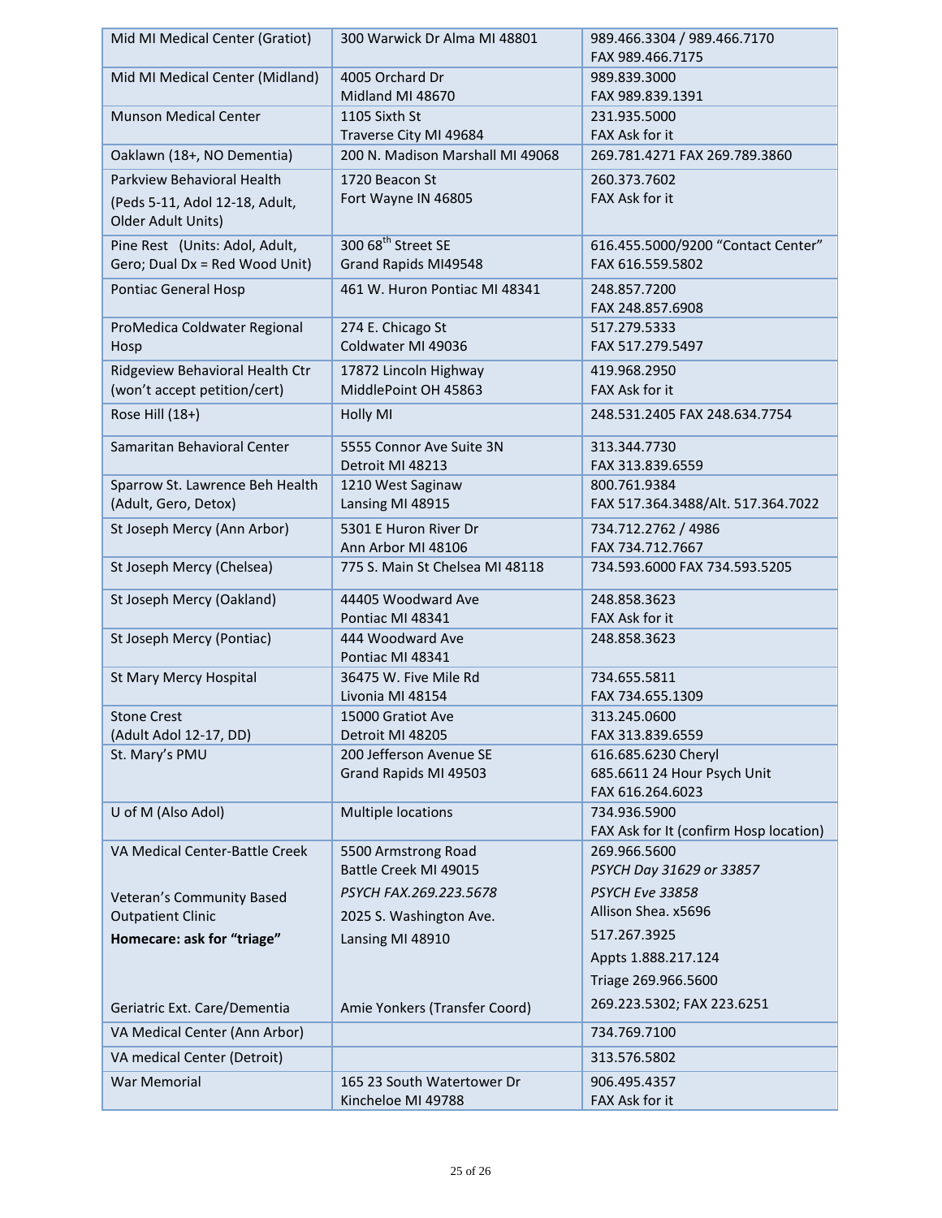| Mid MI Medical Center (Gratiot) | 300 Warwick Dr Alma MI 48801 | 989.466.3304 / 989.466.7170<br>FAX 989.466.7175 |
|---|---|---|
| Mid MI Medical Center (Midland) | 4005 Orchard Dr<br>Midland MI 48670 | 989.839.3000<br>FAX 989.839.1391 |
| Munson Medical Center | 1105 Sixth St<br>Traverse City MI 49684 | 231.935.5000<br>FAX Ask for it |
| Oaklawn (18+, NO Dementia) | 200 N. Madison Marshall MI 49068 | 269.781.4271 FAX 269.789.3860 |
| Parkview Behavioral Health<br>(Peds 5-11, Adol 12-18, Adult, Older Adult Units) | 1720 Beacon St<br>Fort Wayne IN 46805 | 260.373.7602<br>FAX Ask for it |
| Pine Rest (Units: Adol, Adult, Gero; Dual Dx = Red Wood Unit) | 300 68th Street SE<br>Grand Rapids MI49548 | 616.455.5000/9200 "Contact Center"<br>FAX 616.559.5802 |
| Pontiac General Hosp | 461 W. Huron Pontiac MI 48341 | 248.857.7200<br>FAX 248.857.6908 |
| ProMedica Coldwater Regional Hosp | 274 E. Chicago St<br>Coldwater MI 49036 | 517.279.5333<br>FAX 517.279.5497 |
| Ridgeview Behavioral Health Ctr (won't accept petition/cert) | 17872 Lincoln Highway<br>MiddlePoint OH 45863 | 419.968.2950<br>FAX Ask for it |
| Rose Hill (18+) | Holly MI | 248.531.2405 FAX 248.634.7754 |
| Samaritan Behavioral Center | 5555 Connor Ave Suite 3N<br>Detroit MI 48213 | 313.344.7730<br>FAX 313.839.6559 |
| Sparrow St. Lawrence Beh Health (Adult, Gero, Detox) | 1210 West Saginaw<br>Lansing MI 48915 | 800.761.9384<br>FAX 517.364.3488/Alt. 517.364.7022 |
| St Joseph Mercy (Ann Arbor) | 5301 E Huron River Dr<br>Ann Arbor MI 48106 | 734.712.2762 / 4986<br>FAX 734.712.7667 |
| St Joseph Mercy (Chelsea) | 775 S. Main St Chelsea MI 48118 | 734.593.6000 FAX 734.593.5205 |
| St Joseph Mercy (Oakland) | 44405 Woodward Ave<br>Pontiac MI 48341 | 248.858.3623<br>FAX Ask for it |
| St Joseph Mercy (Pontiac) | 444 Woodward Ave<br>Pontiac MI 48341 | 248.858.3623 |
| St Mary Mercy Hospital | 36475 W. Five Mile Rd<br>Livonia MI 48154 | 734.655.5811<br>FAX 734.655.1309 |
| Stone Crest<br>(Adult Adol 12-17, DD) | 15000 Gratiot Ave<br>Detroit MI 48205 | 313.245.0600<br>FAX 313.839.6559 |
| St. Mary's PMU | 200 Jefferson Avenue SE<br>Grand Rapids MI 49503 | 616.685.6230 Cheryl<br>685.6611 24 Hour Psych Unit<br>FAX 616.264.6023 |
| U of M (Also Adol) | Multiple locations | 734.936.5900<br>FAX Ask for It (confirm Hosp location) |
| VA Medical Center-Battle Creek<br><br>Veteran's Community Based Outpatient Clinic<br>**Homecare: ask for "triage"**<br><br>Geriatric Ext. Care/Dementia | 5500 Armstrong Road<br>Battle Creek MI 49015<br>*PSYCH FAX.269.223.5678*<br>2025 S. Washington Ave.<br>Lansing MI 48910<br><br>Amie Yonkers (Transfer Coord) | 269.966.5600<br>*PSYCH Day 31629 or 33857*<br>*PSYCH Eve 33858*<br>Allison Shea. x5696<br>517.267.3925<br>Appts 1.888.217.124<br>Triage 269.966.5600<br>269.223.5302; FAX 223.6251 |
| VA Medical Center (Ann Arbor) | | 734.769.7100 |
| VA medical Center (Detroit) | | 313.576.5802 |
| War Memorial | 165 23 South Watertower Dr<br>Kincheloe MI 49788 | 906.495.4357<br>FAX Ask for it |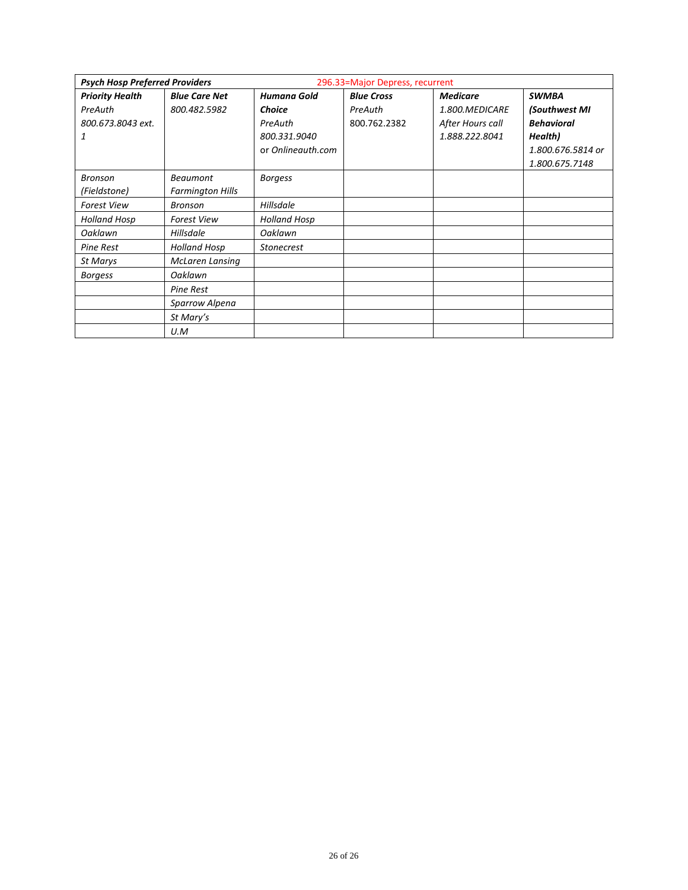| ***Psych Hosp Preferred Providers*** | | 296.33=Major Depress, recurrent | | | |
|---|---|---|---|---|---|
| ***Priority Health*** *PreAuth 800.673.8043 ext. 1* | ***Blue Care Net*** *800.482.5982* | ***Humana Gold Choice*** *PreAuth 800.331.9040* or *Onlineauth.com* | ***Blue Cross*** *PreAuth* 800.762.2382 | ***Medicare*** *1.800.MEDICARE After Hours call 1.888.222.8041* | ***SWMBA (Southwest MI Behavioral Health)*** *1.800.676.5814 or 1.800.675.7148* |
| *Bronson (Fieldstone)* | *Beaumont Farmington Hills* | *Borgess* | | | |
| *Forest View* | *Bronson* | *Hillsdale* | | | |
| *Holland Hosp* | *Forest View* | *Holland Hosp* | | | |
| *Oaklawn* | *Hillsdale* | *Oaklawn* | | | |
| *Pine Rest* | *Holland Hosp* | *Stonecrest* | | | |
| *St Marys* | *McLaren Lansing* | | | | |
| *Borgess* | *Oaklawn* | | | | |
| | *Pine Rest* | | | | |
| | *Sparrow Alpena* | | | | |
| | *St Mary's* | | | | |
| | *U.M* | | | | |